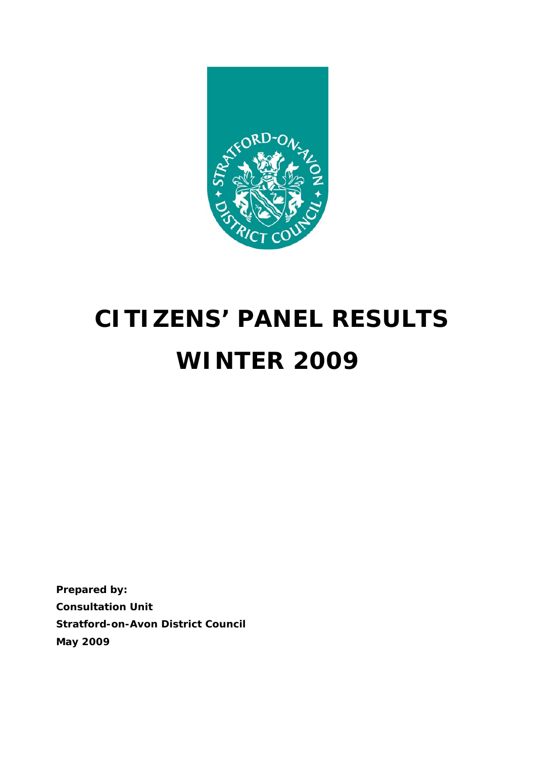# CITIZENS' PANEL RESULTS

# WINTER 2009

**Prepared by:**
**Consultation Unit**
**Stratford-on-Avon District Council**
**May 2009**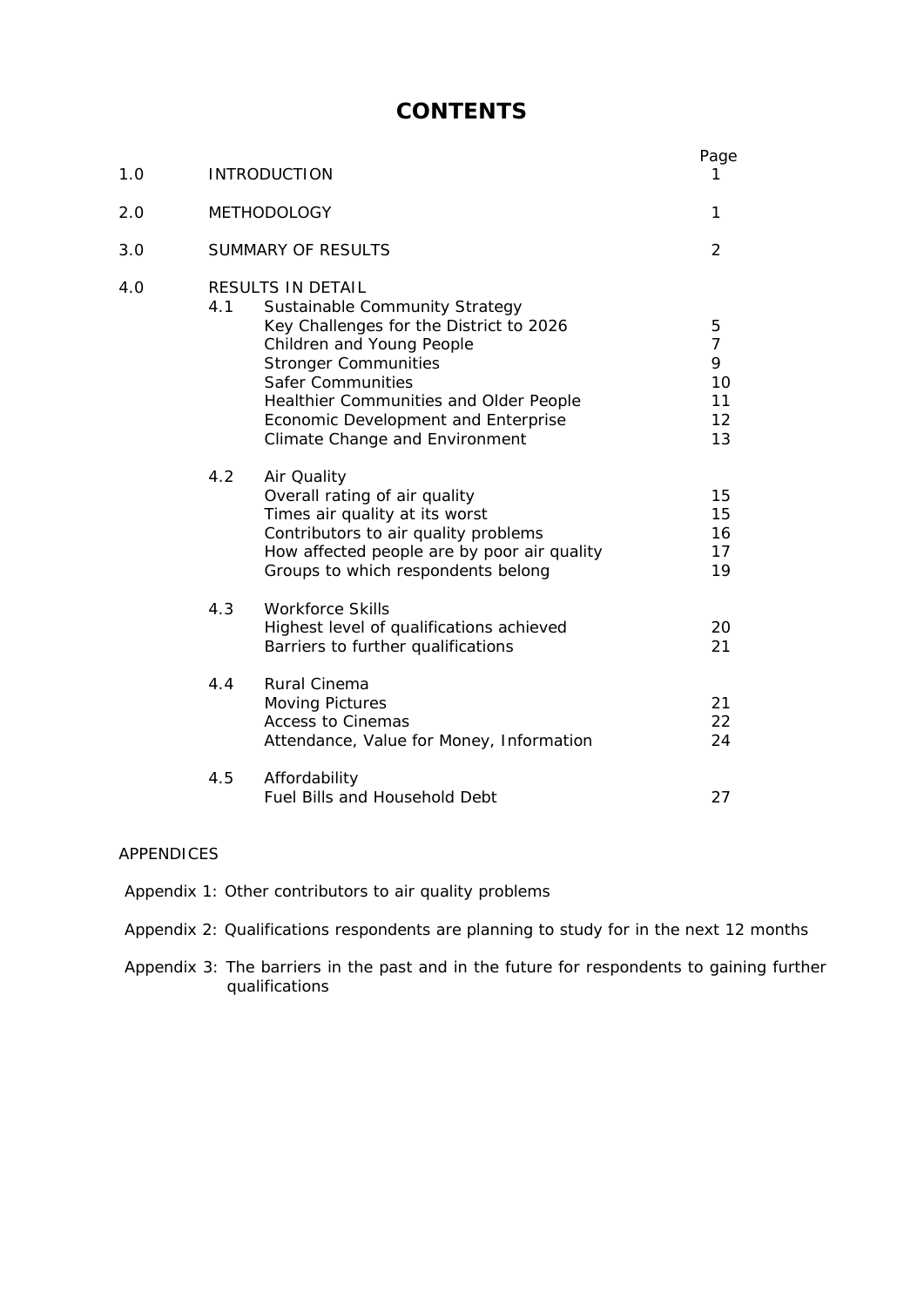# CONTENTS

| | | | Page |
|---|---|---|---|
| 1.0 | INTRODUCTION | | 1 |
| 2.0 | METHODOLOGY | | 1 |
| 3.0 | SUMMARY OF RESULTS | | 2 |
| 4.0 | RESULTS IN DETAIL | | |
| | 4.1 | Sustainable Community Strategy | |
| | | Key Challenges for the District to 2026 | 5 |
| | | Children and Young People | 7 |
| | | Stronger Communities | 9 |
| | | Safer Communities | 10 |
| | | Healthier Communities and Older People | 11 |
| | | Economic Development and Enterprise | 12 |
| | | Climate Change and Environment | 13 |
| | 4.2 | Air Quality | |
| | | Overall rating of air quality | 15 |
| | | Times air quality at its worst | 15 |
| | | Contributors to air quality problems | 16 |
| | | How affected people are by poor air quality | 17 |
| | | Groups to which respondents belong | 19 |
| | 4.3 | Workforce Skills | |
| | | Highest level of qualifications achieved | 20 |
| | | Barriers to further qualifications | 21 |
| | 4.4 | Rural Cinema | |
| | | Moving Pictures | 21 |
| | | Access to Cinemas | 22 |
| | | Attendance, Value for Money, Information | 24 |
| | 4.5 | Affordability | |
| | | Fuel Bills and Household Debt | 27 |

APPENDICES

Appendix 1: Other contributors to air quality problems

Appendix 2: Qualifications respondents are planning to study for in the next 12 months

Appendix 3: The barriers in the past and in the future for respondents to gaining further qualifications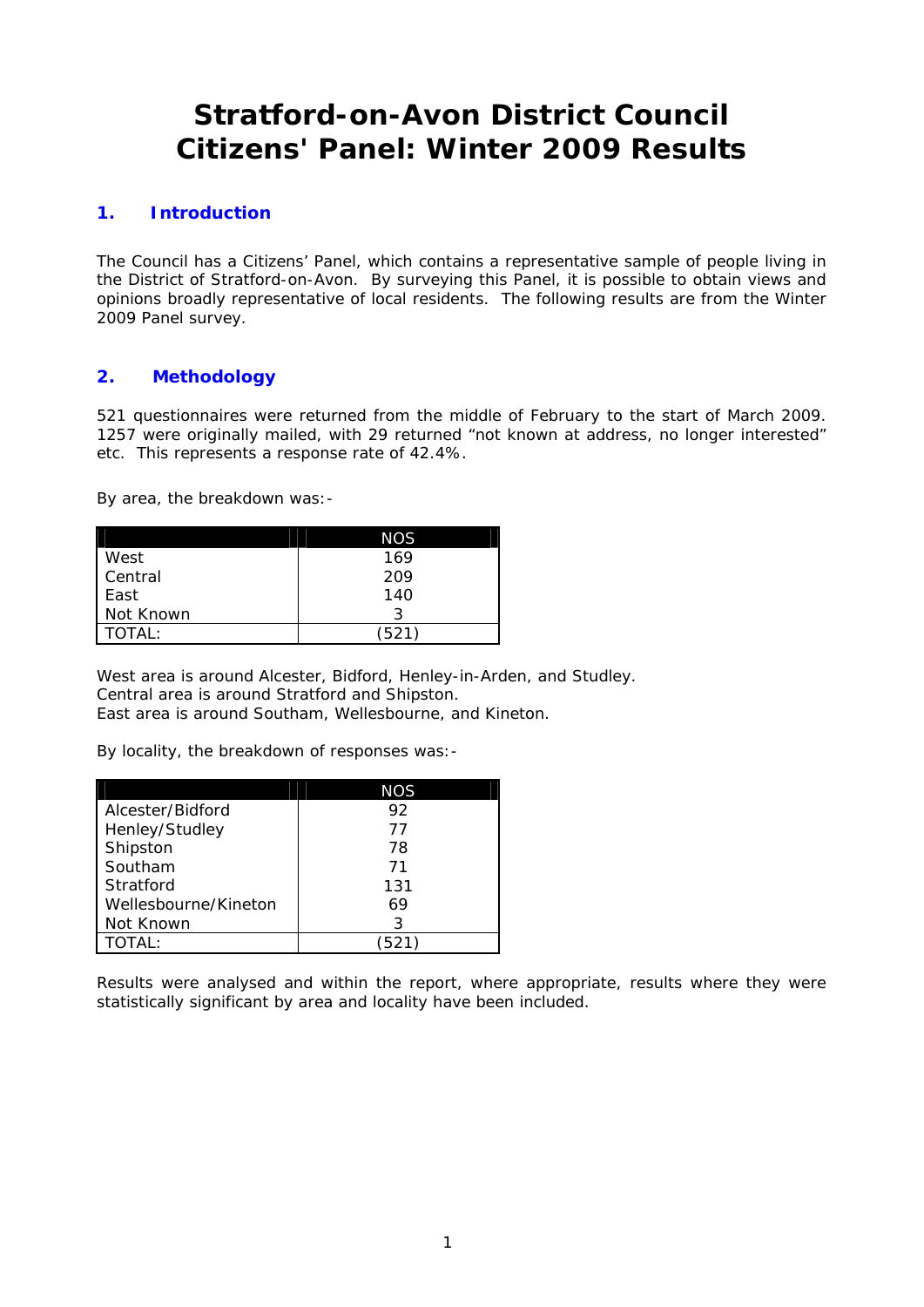# Stratford-on-Avon District Council Citizens' Panel: Winter 2009 Results

## 1. Introduction

The Council has a Citizens' Panel, which contains a representative sample of people living in the District of Stratford-on-Avon. By surveying this Panel, it is possible to obtain views and opinions broadly representative of local residents. The following results are from the Winter 2009 Panel survey.

## 2. Methodology

521 questionnaires were returned from the middle of February to the start of March 2009. 1257 were originally mailed, with 29 returned "not known at address, no longer interested" etc. This represents a response rate of 42.4%.

By area, the breakdown was:-

| | NOS |
|---|---|
| West | 169 |
| Central | 209 |
| East | 140 |
| Not Known | 3 |
| TOTAL: | (521) |

West area is around Alcester, Bidford, Henley-in-Arden, and Studley.
Central area is around Stratford and Shipston.
East area is around Southam, Wellesbourne, and Kineton.

By locality, the breakdown of responses was:-

| | NOS |
|---|---|
| Alcester/Bidford | 92 |
| Henley/Studley | 77 |
| Shipston | 78 |
| Southam | 71 |
| Stratford | 131 |
| Wellesbourne/Kineton | 69 |
| Not Known | 3 |
| TOTAL: | (521) |

Results were analysed and within the report, where appropriate, results where they were statistically significant by area and locality have been included.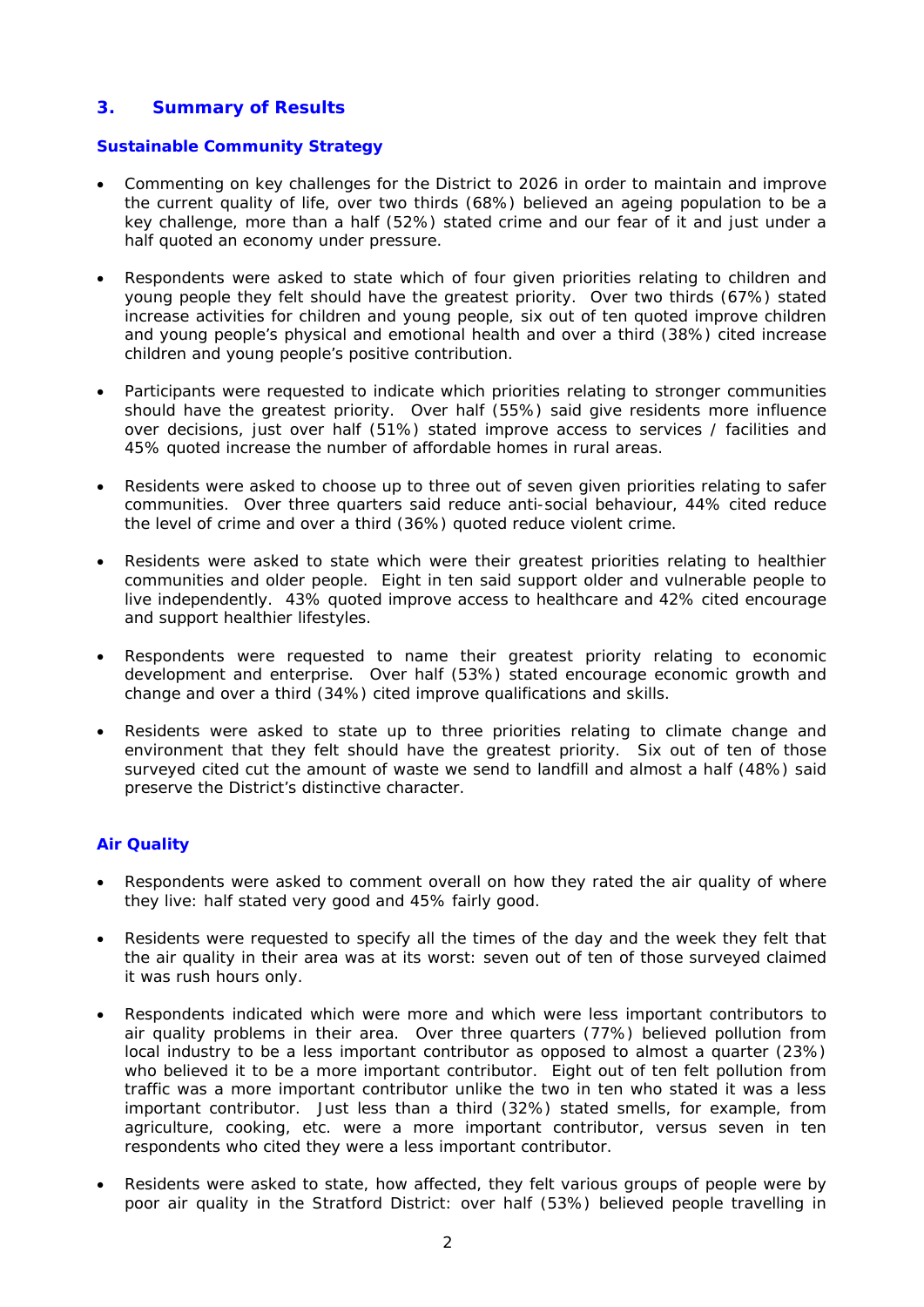## 3. Summary of Results

### Sustainable Community Strategy

- Commenting on key challenges for the District to 2026 in order to maintain and improve the current quality of life, over two thirds (68%) believed an ageing population to be a key challenge, more than a half (52%) stated crime and our fear of it and just under a half quoted an economy under pressure.
- Respondents were asked to state which of four given priorities relating to children and young people they felt should have the greatest priority. Over two thirds (67%) stated increase activities for children and young people, six out of ten quoted improve children and young people's physical and emotional health and over a third (38%) cited increase children and young people's positive contribution.
- Participants were requested to indicate which priorities relating to stronger communities should have the greatest priority. Over half (55%) said give residents more influence over decisions, just over half (51%) stated improve access to services / facilities and 45% quoted increase the number of affordable homes in rural areas.
- Residents were asked to choose up to three out of seven given priorities relating to safer communities. Over three quarters said reduce anti-social behaviour, 44% cited reduce the level of crime and over a third (36%) quoted reduce violent crime.
- Residents were asked to state which were their greatest priorities relating to healthier communities and older people. Eight in ten said support older and vulnerable people to live independently. 43% quoted improve access to healthcare and 42% cited encourage and support healthier lifestyles.
- Respondents were requested to name their greatest priority relating to economic development and enterprise. Over half (53%) stated encourage economic growth and change and over a third (34%) cited improve qualifications and skills.
- Residents were asked to state up to three priorities relating to climate change and environment that they felt should have the greatest priority. Six out of ten of those surveyed cited cut the amount of waste we send to landfill and almost a half (48%) said preserve the District's distinctive character.

### Air Quality

- Respondents were asked to comment overall on how they rated the air quality of where they live: half stated very good and 45% fairly good.
- Residents were requested to specify all the times of the day and the week they felt that the air quality in their area was at its worst: seven out of ten of those surveyed claimed it was rush hours only.
- Respondents indicated which were more and which were less important contributors to air quality problems in their area. Over three quarters (77%) believed pollution from local industry to be a less important contributor as opposed to almost a quarter (23%) who believed it to be a more important contributor. Eight out of ten felt pollution from traffic was a more important contributor unlike the two in ten who stated it was a less important contributor. Just less than a third (32%) stated smells, for example, from agriculture, cooking, etc. were a more important contributor, versus seven in ten respondents who cited they were a less important contributor.
- Residents were asked to state, how affected, they felt various groups of people were by poor air quality in the Stratford District: over half (53%) believed people travelling in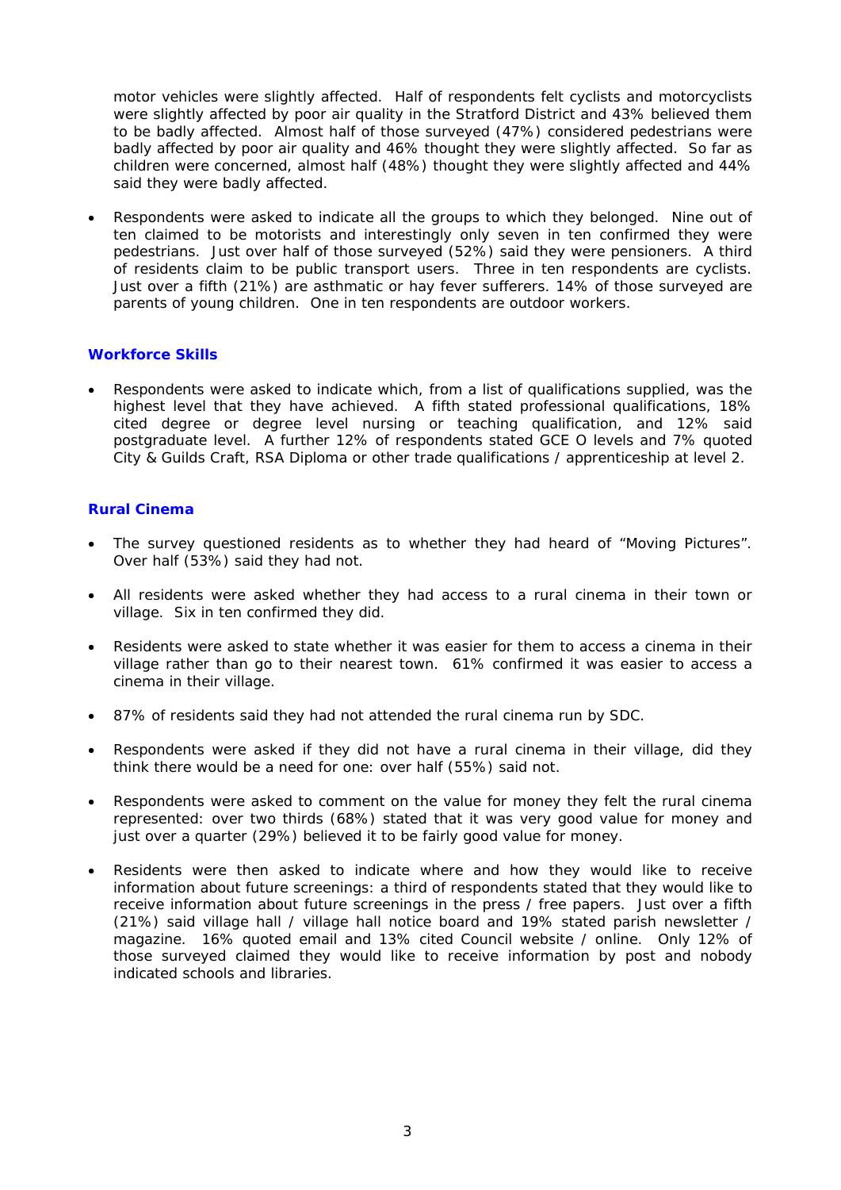motor vehicles were slightly affected. Half of respondents felt cyclists and motorcyclists were slightly affected by poor air quality in the Stratford District and 43% believed them to be badly affected. Almost half of those surveyed (47%) considered pedestrians were badly affected by poor air quality and 46% thought they were slightly affected. So far as children were concerned, almost half (48%) thought they were slightly affected and 44% said they were badly affected.

- Respondents were asked to indicate all the groups to which they belonged. Nine out of ten claimed to be motorists and interestingly only seven in ten confirmed they were pedestrians. Just over half of those surveyed (52%) said they were pensioners. A third of residents claim to be public transport users. Three in ten respondents are cyclists. Just over a fifth (21%) are asthmatic or hay fever sufferers. 14% of those surveyed are parents of young children. One in ten respondents are outdoor workers.

## Workforce Skills

- Respondents were asked to indicate which, from a list of qualifications supplied, was the highest level that they have achieved. A fifth stated professional qualifications, 18% cited degree or degree level nursing or teaching qualification, and 12% said postgraduate level. A further 12% of respondents stated GCE O levels and 7% quoted City & Guilds Craft, RSA Diploma or other trade qualifications / apprenticeship at level 2.

## Rural Cinema

- The survey questioned residents as to whether they had heard of "Moving Pictures". Over half (53%) said they had not.

- All residents were asked whether they had access to a rural cinema in their town or village. Six in ten confirmed they did.

- Residents were asked to state whether it was easier for them to access a cinema in their village rather than go to their nearest town. 61% confirmed it was easier to access a cinema in their village.

- 87% of residents said they had not attended the rural cinema run by SDC.

- Respondents were asked if they did not have a rural cinema in their village, did they think there would be a need for one: over half (55%) said not.

- Respondents were asked to comment on the value for money they felt the rural cinema represented: over two thirds (68%) stated that it was very good value for money and just over a quarter (29%) believed it to be fairly good value for money.

- Residents were then asked to indicate where and how they would like to receive information about future screenings: a third of respondents stated that they would like to receive information about future screenings in the press / free papers. Just over a fifth (21%) said village hall / village hall notice board and 19% stated parish newsletter / magazine. 16% quoted email and 13% cited Council website / online. Only 12% of those surveyed claimed they would like to receive information by post and nobody indicated schools and libraries.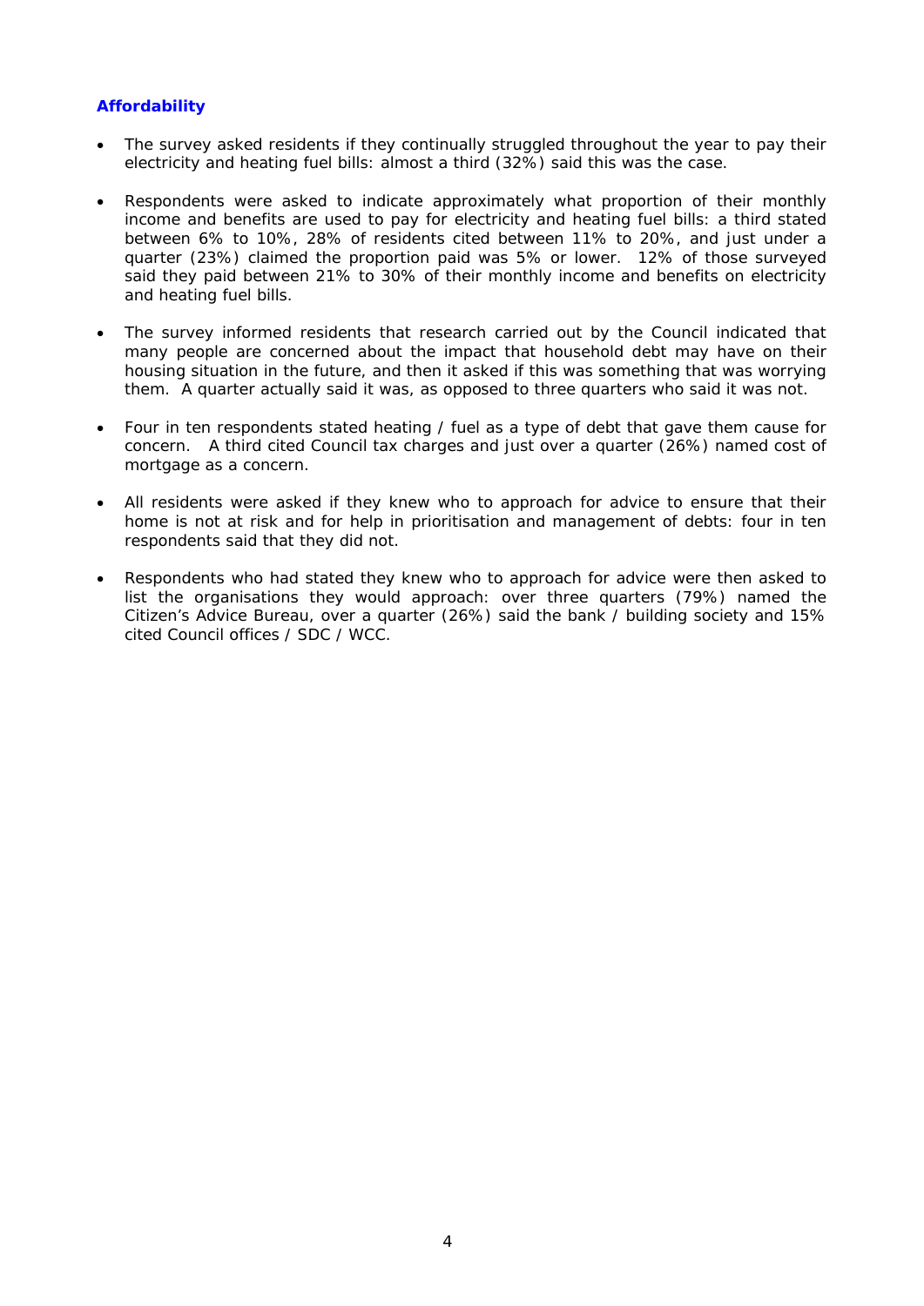## Affordability

- The survey asked residents if they continually struggled throughout the year to pay their electricity and heating fuel bills: almost a third (32%) said this was the case.

- Respondents were asked to indicate approximately what proportion of their monthly income and benefits are used to pay for electricity and heating fuel bills: a third stated between 6% to 10%, 28% of residents cited between 11% to 20%, and just under a quarter (23%) claimed the proportion paid was 5% or lower. 12% of those surveyed said they paid between 21% to 30% of their monthly income and benefits on electricity and heating fuel bills.

- The survey informed residents that research carried out by the Council indicated that many people are concerned about the impact that household debt may have on their housing situation in the future, and then it asked if this was something that was worrying them. A quarter actually said it was, as opposed to three quarters who said it was not.

- Four in ten respondents stated heating / fuel as a type of debt that gave them cause for concern. A third cited Council tax charges and just over a quarter (26%) named cost of mortgage as a concern.

- All residents were asked if they knew who to approach for advice to ensure that their home is not at risk and for help in prioritisation and management of debts: four in ten respondents said that they did not.

- Respondents who had stated they knew who to approach for advice were then asked to list the organisations they would approach: over three quarters (79%) named the Citizen's Advice Bureau, over a quarter (26%) said the bank / building society and 15% cited Council offices / SDC / WCC.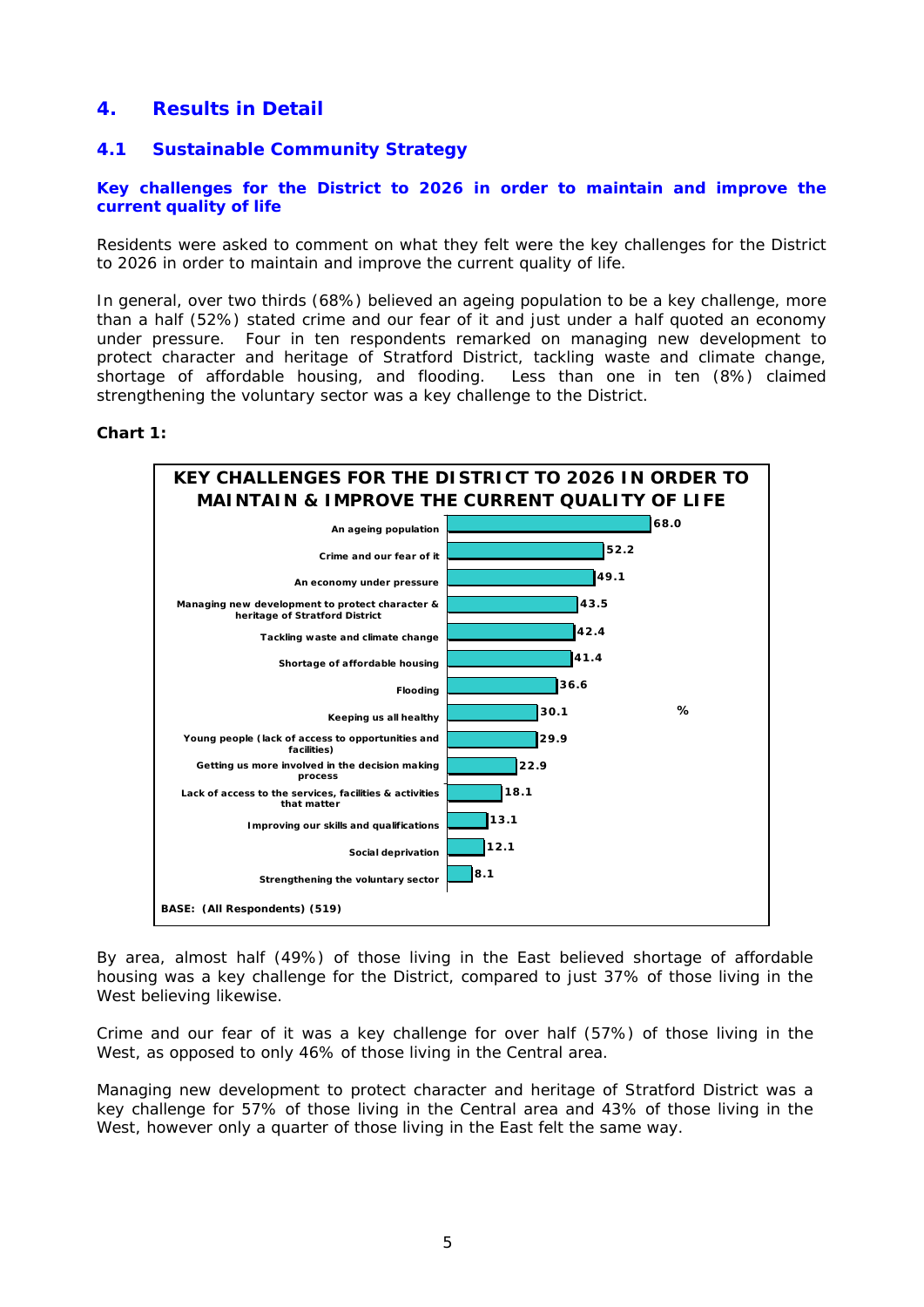# 4. Results in Detail

## 4.1 Sustainable Community Strategy

### Key challenges for the District to 2026 in order to maintain and improve the current quality of life

Residents were asked to comment on what they felt were the key challenges for the District to 2026 in order to maintain and improve the current quality of life.

In general, over two thirds (68%) believed an ageing population to be a key challenge, more than a half (52%) stated crime and our fear of it and just under a half quoted an economy under pressure. Four in ten respondents remarked on managing new development to protect character and heritage of Stratford District, tackling waste and climate change, shortage of affordable housing, and flooding. Less than one in ten (8%) claimed strengthening the voluntary sector was a key challenge to the District.

**Chart 1:**

**KEY CHALLENGES FOR THE DISTRICT TO 2026 IN ORDER TO MAINTAIN & IMPROVE THE CURRENT QUALITY OF LIFE**

| Challenge | % |
|---|---|
| An ageing population | 68.0 |
| Crime and our fear of it | 52.2 |
| An economy under pressure | 49.1 |
| Managing new development to protect character & heritage of Stratford District | 43.5 |
| Tackling waste and climate change | 42.4 |
| Shortage of affordable housing | 41.4 |
| Flooding | 36.6 |
| Keeping us all healthy | 30.1 |
| Young people (lack of access to opportunities and facilities) | 29.9 |
| Getting us more involved in the decision making process | 22.9 |
| Lack of access to the services, facilities & activities that matter | 18.1 |
| Improving our skills and qualifications | 13.1 |
| Social deprivation | 12.1 |
| Strengthening the voluntary sector | 8.1 |

BASE: (All Respondents) (519)

By area, almost half (49%) of those living in the East believed shortage of affordable housing was a key challenge for the District, compared to just 37% of those living in the West believing likewise.

Crime and our fear of it was a key challenge for over half (57%) of those living in the West, as opposed to only 46% of those living in the Central area.

Managing new development to protect character and heritage of Stratford District was a key challenge for 57% of those living in the Central area and 43% of those living in the West, however only a quarter of those living in the East felt the same way.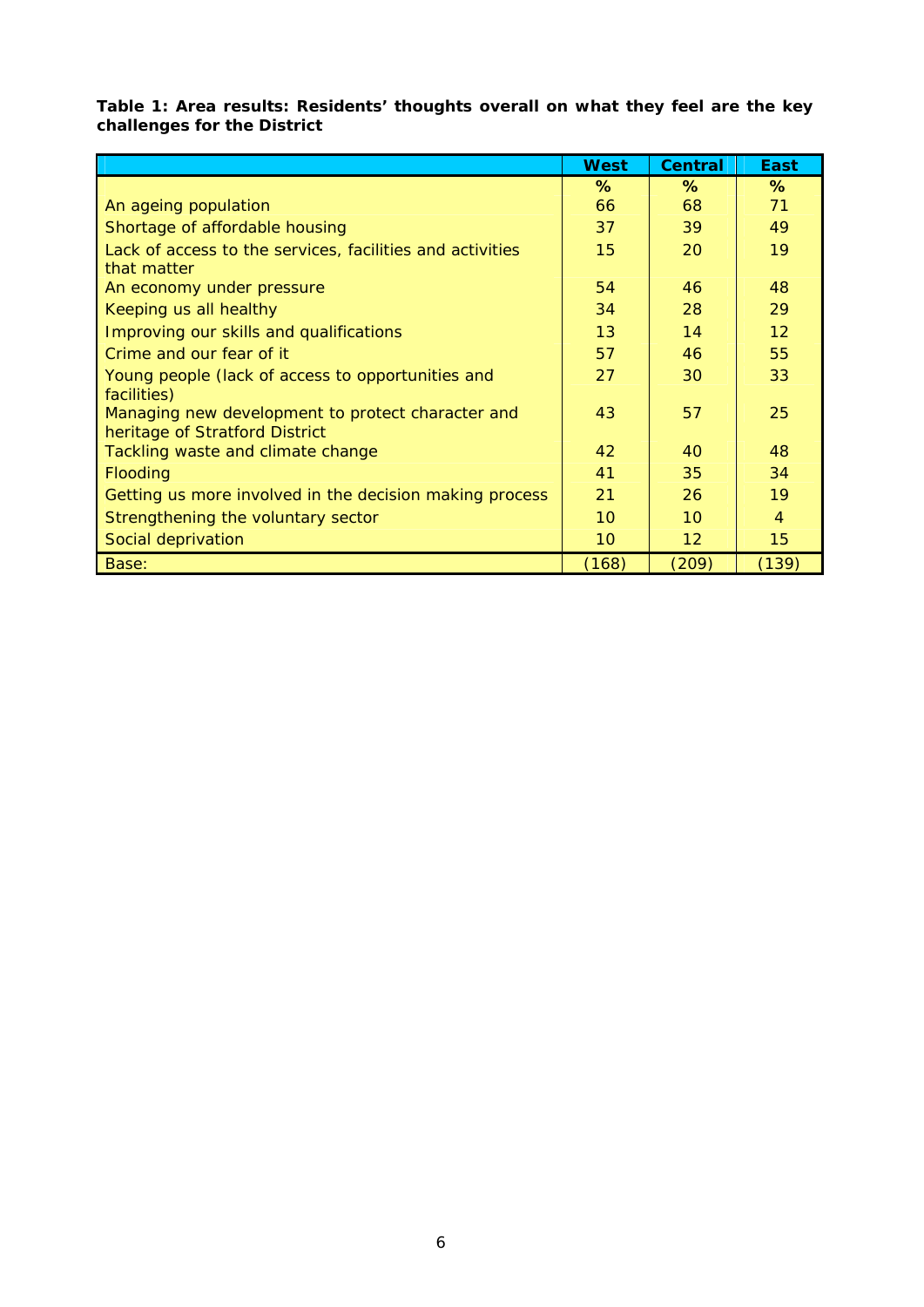**Table 1: Area results: Residents' thoughts overall on what they feel are the key challenges for the District**

| | West | Central | East |
|---|---|---|---|
| | % | % | % |
| An ageing population | 66 | 68 | 71 |
| Shortage of affordable housing | 37 | 39 | 49 |
| Lack of access to the services, facilities and activities that matter | 15 | 20 | 19 |
| An economy under pressure | 54 | 46 | 48 |
| Keeping us all healthy | 34 | 28 | 29 |
| Improving our skills and qualifications | 13 | 14 | 12 |
| Crime and our fear of it | 57 | 46 | 55 |
| Young people (lack of access to opportunities and facilities) | 27 | 30 | 33 |
| Managing new development to protect character and heritage of Stratford District | 43 | 57 | 25 |
| Tackling waste and climate change | 42 | 40 | 48 |
| Flooding | 41 | 35 | 34 |
| Getting us more involved in the decision making process | 21 | 26 | 19 |
| Strengthening the voluntary sector | 10 | 10 | 4 |
| Social deprivation | 10 | 12 | 15 |
| Base: | (168) | (209) | (139) |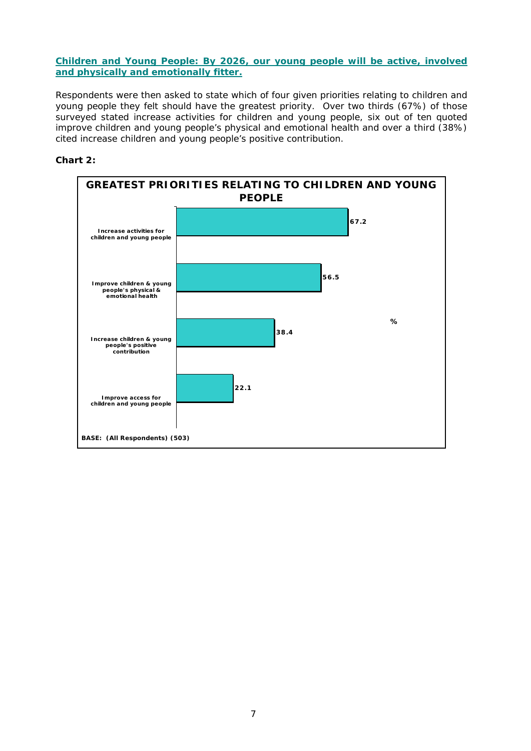**Children and Young People: By 2026, our young people will be active, involved and physically and emotionally fitter.**

Respondents were then asked to state which of four given priorities relating to children and young people they felt should have the greatest priority. Over two thirds (67%) of those surveyed stated increase activities for children and young people, six out of ten quoted improve children and young people's physical and emotional health and over a third (38%) cited increase children and young people's positive contribution.

**Chart 2:**

**GREATEST PRIORITIES RELATING TO CHILDREN AND YOUNG PEOPLE**

| Priority | % |
| --- | --- |
| Increase activities for children and young people | 67.2 |
| Improve children & young people's physical & emotional health | 56.5 |
| Increase children & young people's positive contribution | 38.4 |
| Improve access for children and young people | 22.1 |

BASE: (All Respondents) (503)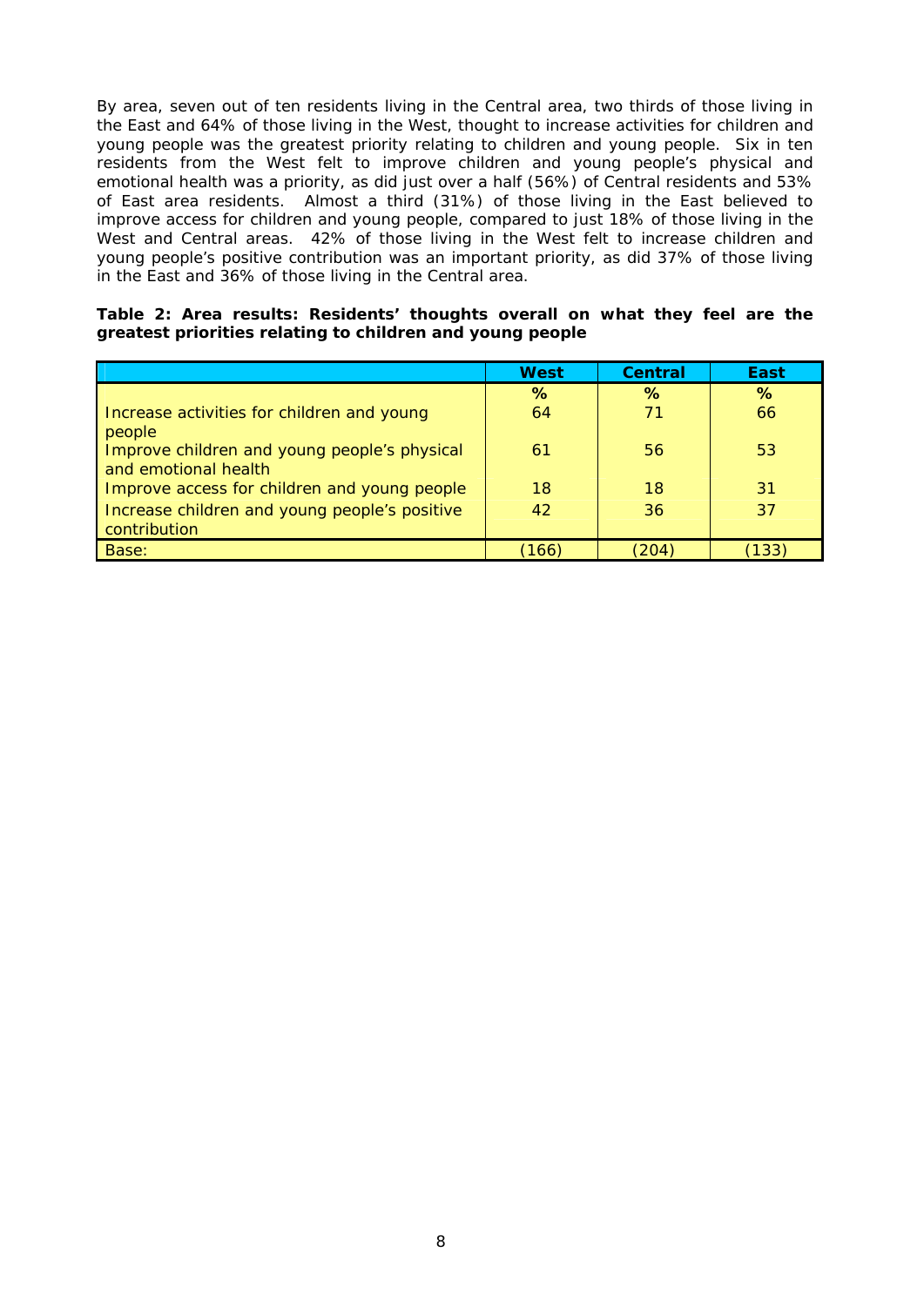By area, seven out of ten residents living in the Central area, two thirds of those living in the East and 64% of those living in the West, thought to increase activities for children and young people was the greatest priority relating to children and young people. Six in ten residents from the West felt to improve children and young people's physical and emotional health was a priority, as did just over a half (56%) of Central residents and 53% of East area residents. Almost a third (31%) of those living in the East believed to improve access for children and young people, compared to just 18% of those living in the West and Central areas. 42% of those living in the West felt to increase children and young people's positive contribution was an important priority, as did 37% of those living in the East and 36% of those living in the Central area.

**Table 2: Area results: Residents' thoughts overall on what they feel are the greatest priorities relating to children and young people**

| | West | Central | East |
|---|---|---|---|
| | % | % | % |
| Increase activities for children and young people | 64 | 71 | 66 |
| Improve children and young people's physical and emotional health | 61 | 56 | 53 |
| Improve access for children and young people | 18 | 18 | 31 |
| Increase children and young people's positive contribution | 42 | 36 | 37 |
| Base: | (166) | (204) | (133) |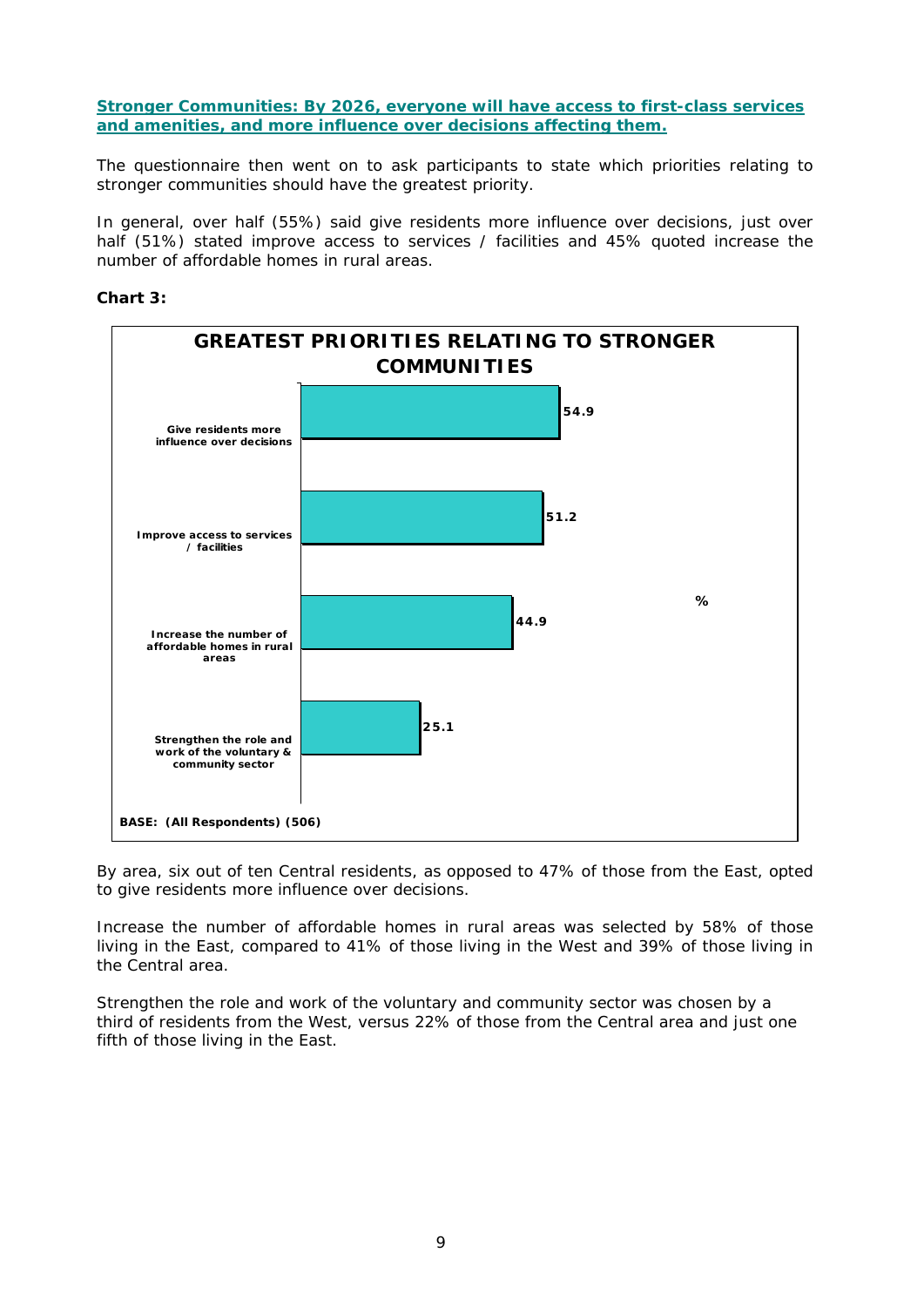**Stronger Communities: By 2026, everyone will have access to first-class services and amenities, and more influence over decisions affecting them.**

The questionnaire then went on to ask participants to state which priorities relating to stronger communities should have the greatest priority.

In general, over half (55%) said give residents more influence over decisions, just over half (51%) stated improve access to services / facilities and 45% quoted increase the number of affordable homes in rural areas.

**Chart 3:**

**GREATEST PRIORITIES RELATING TO STRONGER COMMUNITIES**

| Priority | % |
| --- | --- |
| Give residents more influence over decisions | 54.9 |
| Improve access to services / facilities | 51.2 |
| Increase the number of affordable homes in rural areas | 44.9 |
| Strengthen the role and work of the voluntary & community sector | 25.1 |

BASE: (All Respondents) (506)

By area, six out of ten Central residents, as opposed to 47% of those from the East, opted to give residents more influence over decisions.

Increase the number of affordable homes in rural areas was selected by 58% of those living in the East, compared to 41% of those living in the West and 39% of those living in the Central area.

Strengthen the role and work of the voluntary and community sector was chosen by a third of residents from the West, versus 22% of those from the Central area and just one fifth of those living in the East.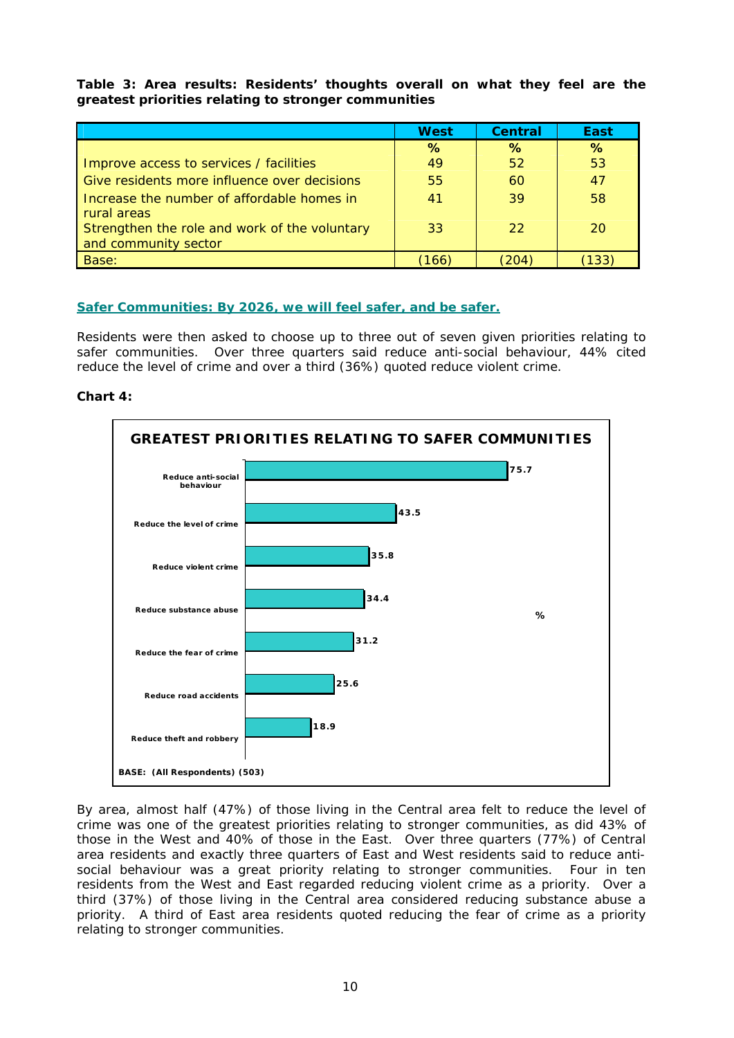**Table 3: Area results: Residents' thoughts overall on what they feel are the greatest priorities relating to stronger communities**

| | West | Central | East |
|---|---|---|---|
| | % | % | % |
| Improve access to services / facilities | 49 | 52 | 53 |
| Give residents more influence over decisions | 55 | 60 | 47 |
| Increase the number of affordable homes in rural areas | 41 | 39 | 58 |
| Strengthen the role and work of the voluntary and community sector | 33 | 22 | 20 |
| Base: | (166) | (204) | (133) |

## Safer Communities: By 2026, we will feel safer, and be safer.

Residents were then asked to choose up to three out of seven given priorities relating to safer communities. Over three quarters said reduce anti-social behaviour, 44% cited reduce the level of crime and over a third (36%) quoted reduce violent crime.

**Chart 4:**

**GREATEST PRIORITIES RELATING TO SAFER COMMUNITIES**

| Priority | % |
|---|---|
| Reduce anti-social behaviour | 75.7 |
| Reduce the level of crime | 43.5 |
| Reduce violent crime | 35.8 |
| Reduce substance abuse | 34.4 |
| Reduce the fear of crime | 31.2 |
| Reduce road accidents | 25.6 |
| Reduce theft and robbery | 18.9 |

BASE: (All Respondents) (503)

By area, almost half (47%) of those living in the Central area felt to reduce the level of crime was one of the greatest priorities relating to stronger communities, as did 43% of those in the West and 40% of those in the East. Over three quarters (77%) of Central area residents and exactly three quarters of East and West residents said to reduce anti-social behaviour was a great priority relating to stronger communities. Four in ten residents from the West and East regarded reducing violent crime as a priority. Over a third (37%) of those living in the Central area considered reducing substance abuse a priority. A third of East area residents quoted reducing the fear of crime as a priority relating to stronger communities.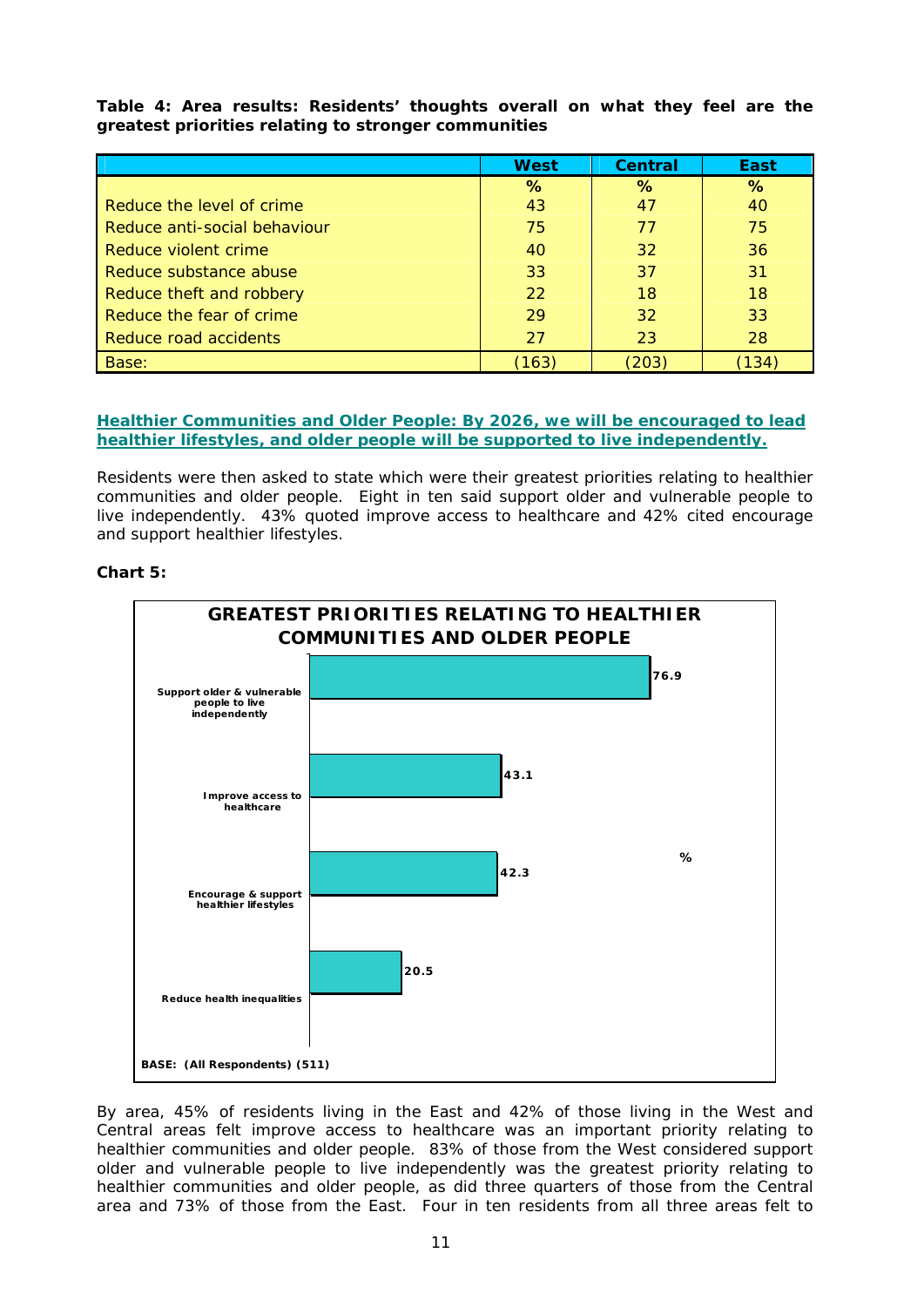**Table 4: Area results: Residents' thoughts overall on what they feel are the greatest priorities relating to stronger communities**

| | West | Central | East |
|---|---|---|---|
| | % | % | % |
| Reduce the level of crime | 43 | 47 | 40 |
| Reduce anti-social behaviour | 75 | 77 | 75 |
| Reduce violent crime | 40 | 32 | 36 |
| Reduce substance abuse | 33 | 37 | 31 |
| Reduce theft and robbery | 22 | 18 | 18 |
| Reduce the fear of crime | 29 | 32 | 33 |
| Reduce road accidents | 27 | 23 | 28 |
| Base: | (163) | (203) | (134) |

## Healthier Communities and Older People: By 2026, we will be encouraged to lead healthier lifestyles, and older people will be supported to live independently.

Residents were then asked to state which were their greatest priorities relating to healthier communities and older people. Eight in ten said support older and vulnerable people to live independently. 43% quoted improve access to healthcare and 42% cited encourage and support healthier lifestyles.

**Chart 5:**

**GREATEST PRIORITIES RELATING TO HEALTHIER COMMUNITIES AND OLDER PEOPLE**

| Priority | % |
|---|---|
| Support older & vulnerable people to live independently | 76.9 |
| Improve access to healthcare | 43.1 |
| Encourage & support healthier lifestyles | 42.3 |
| Reduce health inequalities | 20.5 |

BASE: (All Respondents) (511)

By area, 45% of residents living in the East and 42% of those living in the West and Central areas felt improve access to healthcare was an important priority relating to healthier communities and older people. 83% of those from the West considered support older and vulnerable people to live independently was the greatest priority relating to healthier communities and older people, as did three quarters of those from the Central area and 73% of those from the East. Four in ten residents from all three areas felt to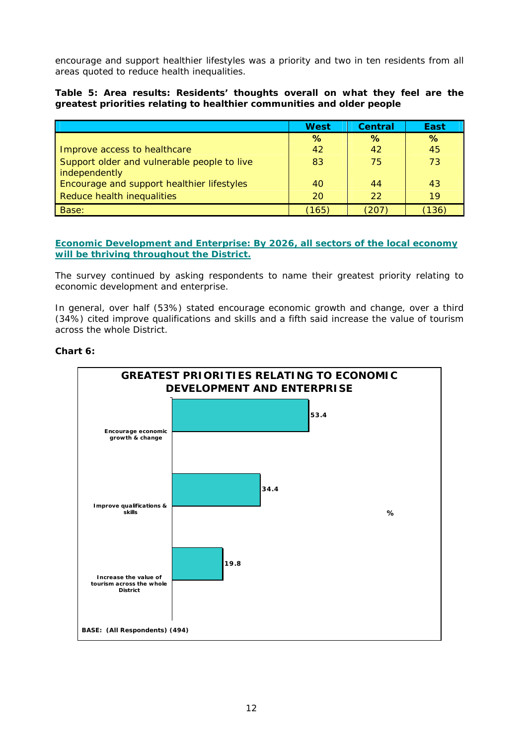encourage and support healthier lifestyles was a priority and two in ten residents from all areas quoted to reduce health inequalities.

**Table 5: Area results: Residents' thoughts overall on what they feel are the greatest priorities relating to healthier communities and older people**

| | West | Central | East |
|---|---|---|---|
| | % | % | % |
| Improve access to healthcare | 42 | 42 | 45 |
| Support older and vulnerable people to live independently | 83 | 75 | 73 |
| Encourage and support healthier lifestyles | 40 | 44 | 43 |
| Reduce health inequalities | 20 | 22 | 19 |
| Base: | (165) | (207) | (136) |

**Economic Development and Enterprise: By 2026, all sectors of the local economy will be thriving throughout the District.**

The survey continued by asking respondents to name their greatest priority relating to economic development and enterprise.

In general, over half (53%) stated encourage economic growth and change, over a third (34%) cited improve qualifications and skills and a fifth said increase the value of tourism across the whole District.

**Chart 6:**

**GREATEST PRIORITIES RELATING TO ECONOMIC DEVELOPMENT AND ENTERPRISE**

| | % |
|---|---|
| Encourage economic growth & change | 53.4 |
| Improve qualifications & skills | 34.4 |
| Increase the value of tourism across the whole District | 19.8 |

BASE: (All Respondents) (494)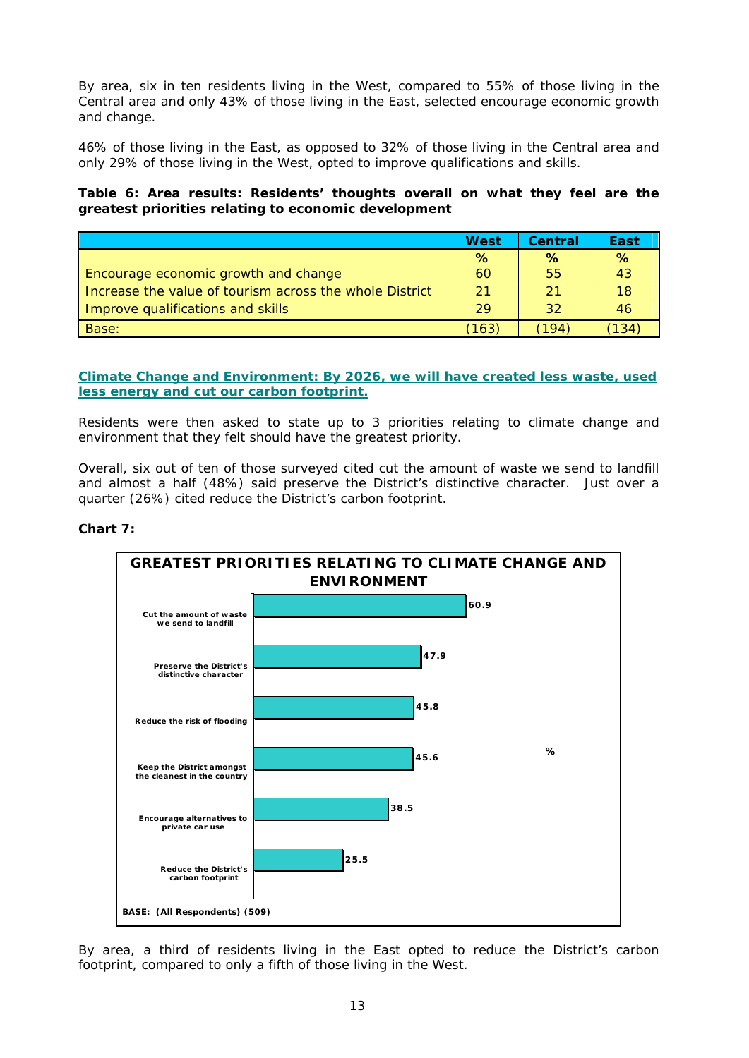By area, six in ten residents living in the West, compared to 55% of those living in the Central area and only 43% of those living in the East, selected encourage economic growth and change.

46% of those living in the East, as opposed to 32% of those living in the Central area and only 29% of those living in the West, opted to improve qualifications and skills.

**Table 6: Area results: Residents' thoughts overall on what they feel are the greatest priorities relating to economic development**

| | West | Central | East |
|---|---|---|---|
| | % | % | % |
| Encourage economic growth and change | 60 | 55 | 43 |
| Increase the value of tourism across the whole District | 21 | 21 | 18 |
| Improve qualifications and skills | 29 | 32 | 46 |
| Base: | (163) | (194) | (134) |

## Climate Change and Environment: By 2026, we will have created less waste, used less energy and cut our carbon footprint.

Residents were then asked to state up to 3 priorities relating to climate change and environment that they felt should have the greatest priority.

Overall, six out of ten of those surveyed cited cut the amount of waste we send to landfill and almost a half (48%) said preserve the District's distinctive character. Just over a quarter (26%) cited reduce the District's carbon footprint.

**Chart 7:**

**GREATEST PRIORITIES RELATING TO CLIMATE CHANGE AND ENVIRONMENT**

| | % |
|---|---|
| Cut the amount of waste we send to landfill | 60.9 |
| Preserve the District's distinctive character | 47.9 |
| Reduce the risk of flooding | 45.8 |
| Keep the District amongst the cleanest in the country | 45.6 |
| Encourage alternatives to private car use | 38.5 |
| Reduce the District's carbon footprint | 25.5 |

BASE: (All Respondents) (509)

By area, a third of residents living in the East opted to reduce the District's carbon footprint, compared to only a fifth of those living in the West.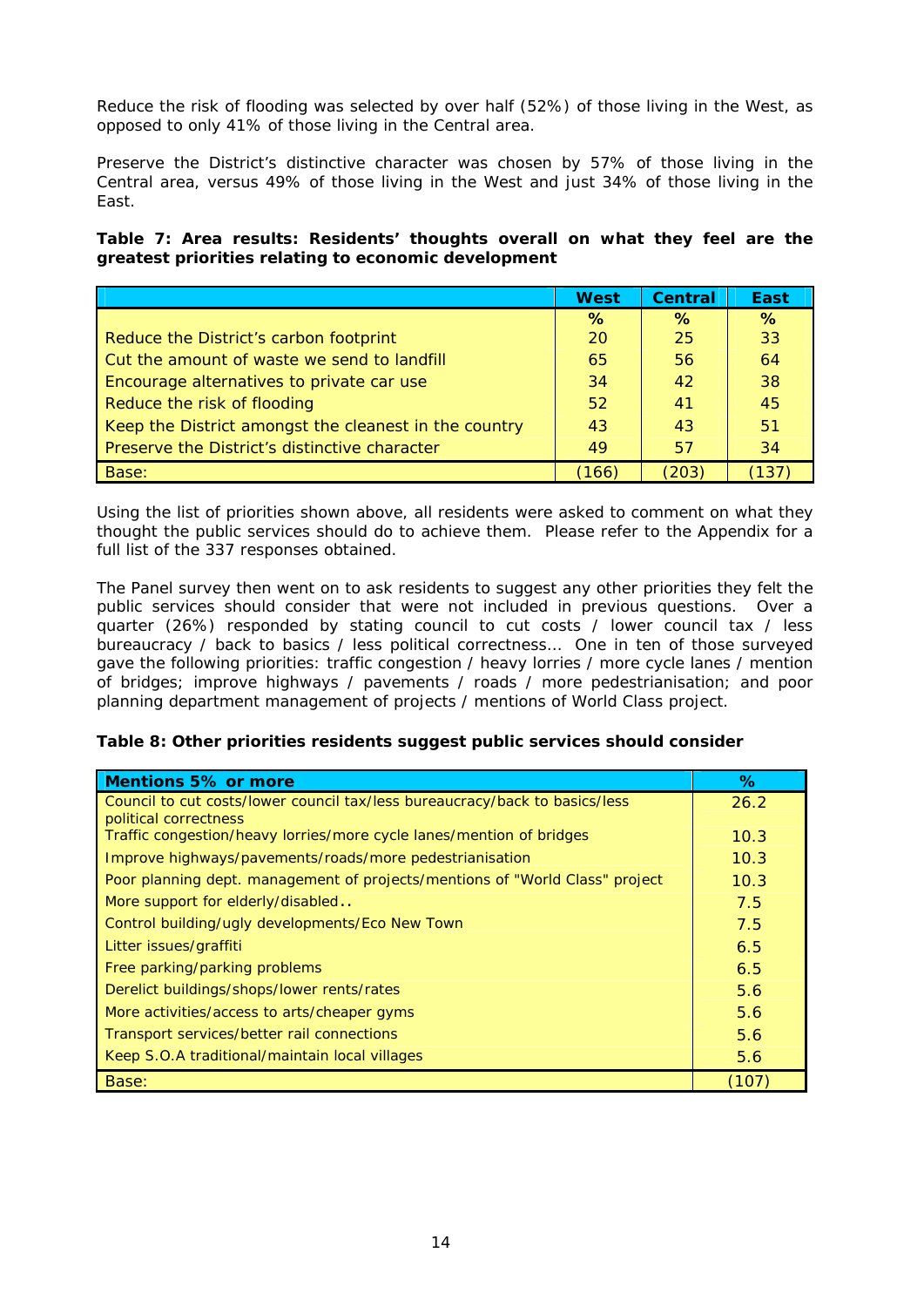Reduce the risk of flooding was selected by over half (52%) of those living in the West, as opposed to only 41% of those living in the Central area.

Preserve the District's distinctive character was chosen by 57% of those living in the Central area, versus 49% of those living in the West and just 34% of those living in the East.

**Table 7: Area results: Residents' thoughts overall on what they feel are the greatest priorities relating to economic development**

| | West | Central | East |
|---|---|---|---|
| | % | % | % |
| Reduce the District's carbon footprint | 20 | 25 | 33 |
| Cut the amount of waste we send to landfill | 65 | 56 | 64 |
| Encourage alternatives to private car use | 34 | 42 | 38 |
| Reduce the risk of flooding | 52 | 41 | 45 |
| Keep the District amongst the cleanest in the country | 43 | 43 | 51 |
| Preserve the District's distinctive character | 49 | 57 | 34 |
| Base: | (166) | (203) | (137) |

Using the list of priorities shown above, all residents were asked to comment on what they thought the public services should do to achieve them. Please refer to the Appendix for a full list of the 337 responses obtained.

The Panel survey then went on to ask residents to suggest any other priorities they felt the public services should consider that were not included in previous questions. Over a quarter (26%) responded by stating council to cut costs / lower council tax / less bureaucracy / back to basics / less political correctness... One in ten of those surveyed gave the following priorities: traffic congestion / heavy lorries / more cycle lanes / mention of bridges; improve highways / pavements / roads / more pedestrianisation; and poor planning department management of projects / mentions of World Class project.

**Table 8: Other priorities residents suggest public services should consider**

| Mentions 5% or more | % |
|---|---|
| Council to cut costs/lower council tax/less bureaucracy/back to basics/less political correctness | 26.2 |
| Traffic congestion/heavy lorries/more cycle lanes/mention of bridges | 10.3 |
| Improve highways/pavements/roads/more pedestrianisation | 10.3 |
| Poor planning dept. management of projects/mentions of "World Class" project | 10.3 |
| More support for elderly/disabled.. | 7.5 |
| Control building/ugly developments/Eco New Town | 7.5 |
| Litter issues/graffiti | 6.5 |
| Free parking/parking problems | 6.5 |
| Derelict buildings/shops/lower rents/rates | 5.6 |
| More activities/access to arts/cheaper gyms | 5.6 |
| Transport services/better rail connections | 5.6 |
| Keep S.O.A traditional/maintain local villages | 5.6 |
| Base: | (107) |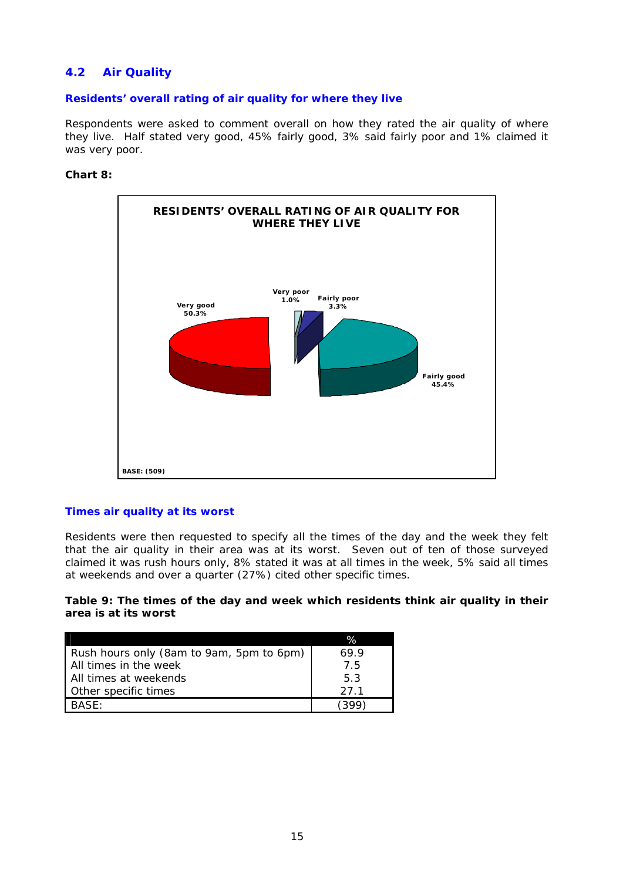## 4.2 Air Quality

### Residents' overall rating of air quality for where they live

Respondents were asked to comment overall on how they rated the air quality of where they live. Half stated very good, 45% fairly good, 3% said fairly poor and 1% claimed it was very poor.

**Chart 8:**

**RESIDENTS' OVERALL RATING OF AIR QUALITY FOR WHERE THEY LIVE**

Very good 50.3%

Very poor 1.0%

Fairly poor 3.3%

Fairly good 45.4%

BASE: (509)

### Times air quality at its worst

Residents were then requested to specify all the times of the day and the week they felt that the air quality in their area was at its worst. Seven out of ten of those surveyed claimed it was rush hours only, 8% stated it was at all times in the week, 5% said all times at weekends and over a quarter (27%) cited other specific times.

**Table 9: The times of the day and week which residents think air quality in their area is at its worst**

| | % |
|---|---|
| Rush hours only (8am to 9am, 5pm to 6pm) | 69.9 |
| All times in the week | 7.5 |
| All times at weekends | 5.3 |
| Other specific times | 27.1 |
| BASE: | (399) |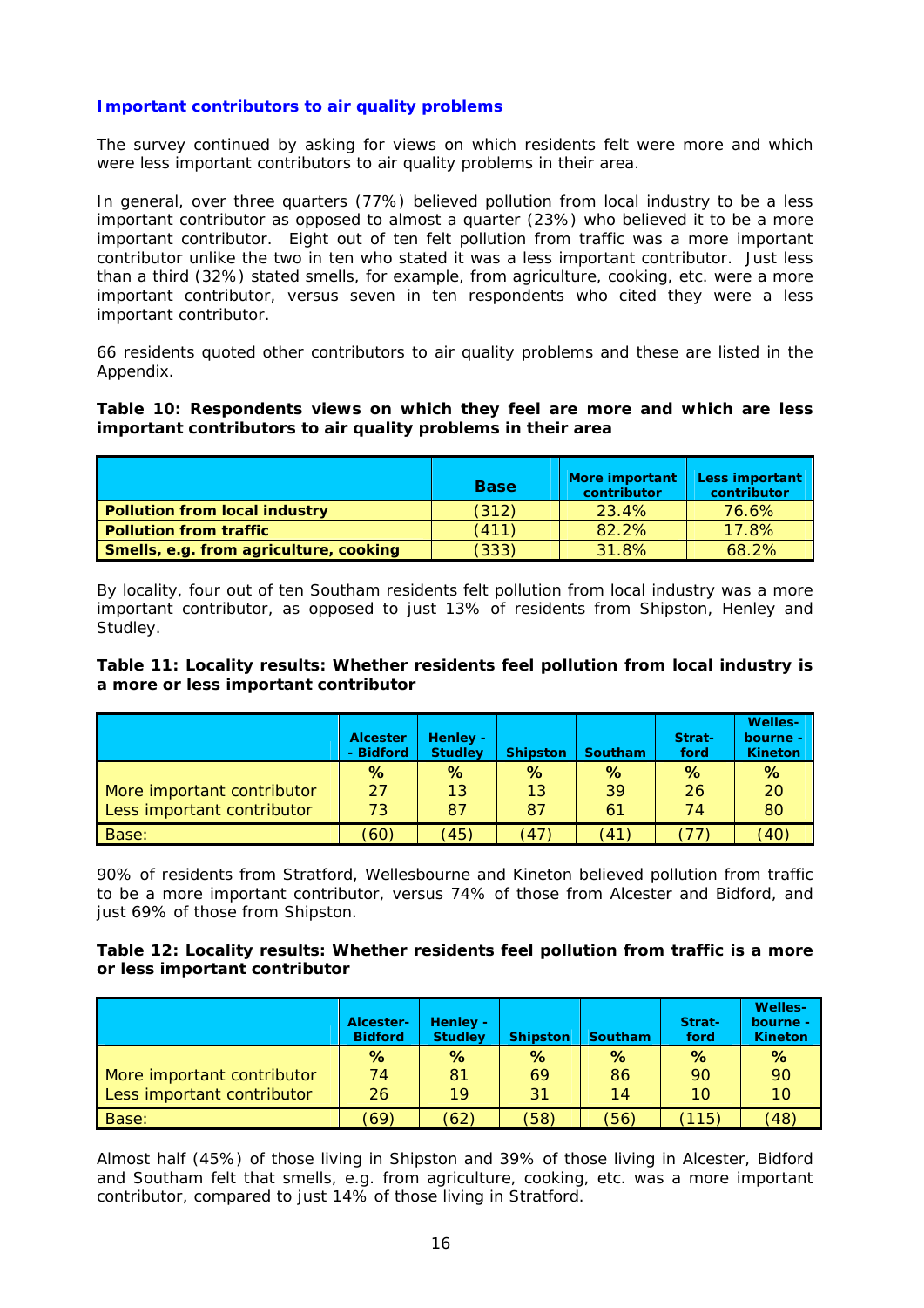### Important contributors to air quality problems

The survey continued by asking for views on which residents felt were more and which were less important contributors to air quality problems in their area.

In general, over three quarters (77%) believed pollution from local industry to be a less important contributor as opposed to almost a quarter (23%) who believed it to be a more important contributor. Eight out of ten felt pollution from traffic was a more important contributor unlike the two in ten who stated it was a less important contributor. Just less than a third (32%) stated smells, for example, from agriculture, cooking, etc. were a more important contributor, versus seven in ten respondents who cited they were a less important contributor.

66 residents quoted other contributors to air quality problems and these are listed in the Appendix.

**Table 10: Respondents views on which they feel are more and which are less important contributors to air quality problems in their area**

| | Base | More important contributor | Less important contributor |
|---|---|---|---|
| **Pollution from local industry** | (312) | 23.4% | 76.6% |
| **Pollution from traffic** | (411) | 82.2% | 17.8% |
| **Smells, e.g. from agriculture, cooking** | (333) | 31.8% | 68.2% |

By locality, four out of ten Southam residents felt pollution from local industry was a more important contributor, as opposed to just 13% of residents from Shipston, Henley and Studley.

**Table 11: Locality results: Whether residents feel pollution from local industry is a more or less important contributor**

| | Alcester - Bidford | Henley - Studley | Shipston | Southam | Strat-ford | Welles-bourne - Kineton |
|---|---|---|---|---|---|---|
| | % | % | % | % | % | % |
| More important contributor | 27 | 13 | 13 | 39 | 26 | 20 |
| Less important contributor | 73 | 87 | 87 | 61 | 74 | 80 |
| Base: | (60) | (45) | (47) | (41) | (77) | (40) |

90% of residents from Stratford, Wellesbourne and Kineton believed pollution from traffic to be a more important contributor, versus 74% of those from Alcester and Bidford, and just 69% of those from Shipston.

**Table 12: Locality results: Whether residents feel pollution from traffic is a more or less important contributor**

| | Alcester-Bidford | Henley - Studley | Shipston | Southam | Strat-ford | Welles-bourne - Kineton |
|---|---|---|---|---|---|---|
| | % | % | % | % | % | % |
| More important contributor | 74 | 81 | 69 | 86 | 90 | 90 |
| Less important contributor | 26 | 19 | 31 | 14 | 10 | 10 |
| Base: | (69) | (62) | (58) | (56) | (115) | (48) |

Almost half (45%) of those living in Shipston and 39% of those living in Alcester, Bidford and Southam felt that smells, e.g. from agriculture, cooking, etc. was a more important contributor, compared to just 14% of those living in Stratford.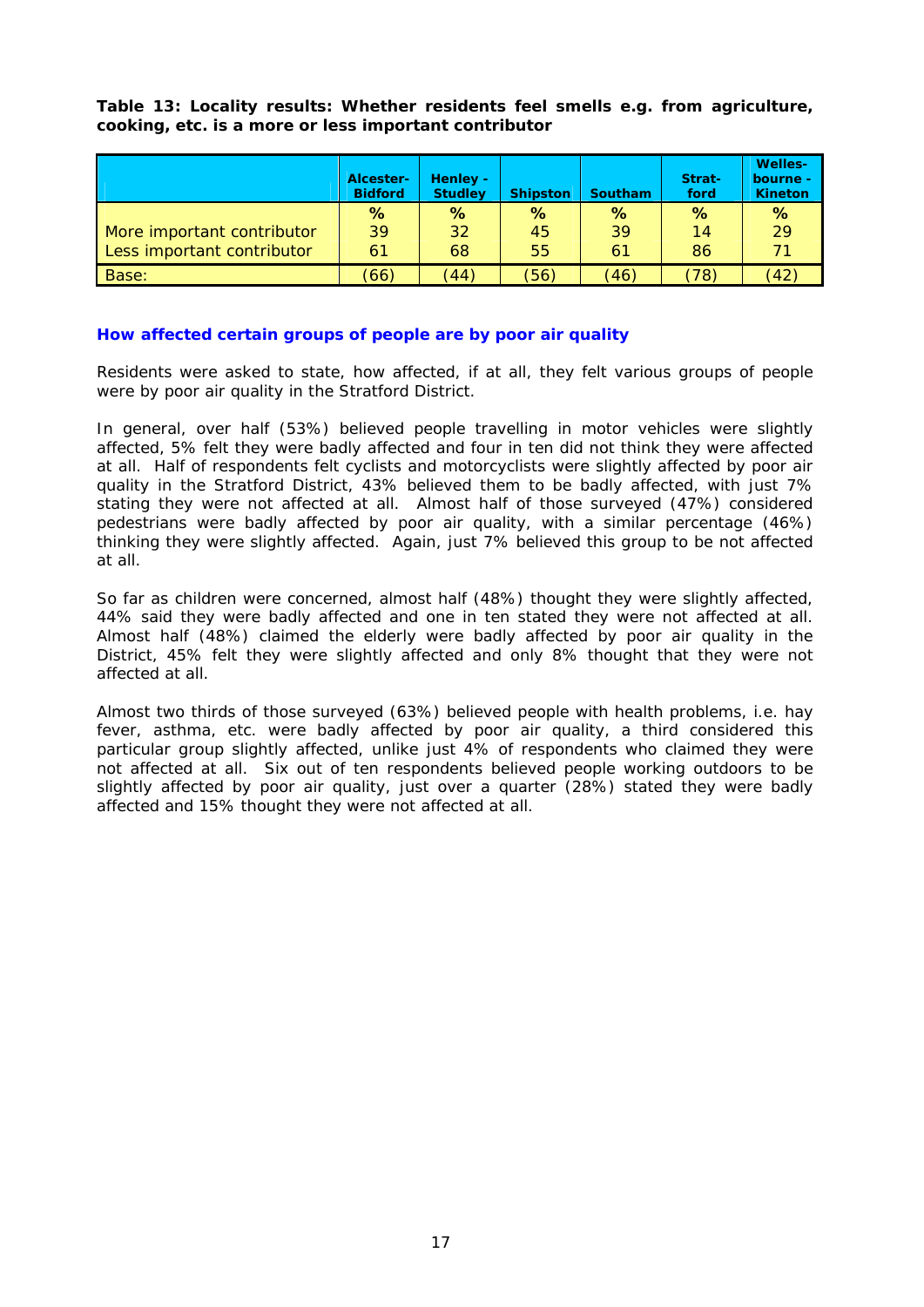**Table 13: Locality results: Whether residents feel smells e.g. from agriculture, cooking, etc. is a more or less important contributor**

| | Alcester-Bidford | Henley - Studley | Shipston | Southam | Strat-ford | Welles-bourne - Kineton |
|---|---|---|---|---|---|---|
| | % | % | % | % | % | % |
| More important contributor | 39 | 32 | 45 | 39 | 14 | 29 |
| Less important contributor | 61 | 68 | 55 | 61 | 86 | 71 |
| Base: | (66) | (44) | (56) | (46) | (78) | (42) |

### How affected certain groups of people are by poor air quality

Residents were asked to state, how affected, if at all, they felt various groups of people were by poor air quality in the Stratford District.

In general, over half (53%) believed people travelling in motor vehicles were slightly affected, 5% felt they were badly affected and four in ten did not think they were affected at all. Half of respondents felt cyclists and motorcyclists were slightly affected by poor air quality in the Stratford District, 43% believed them to be badly affected, with just 7% stating they were not affected at all. Almost half of those surveyed (47%) considered pedestrians were badly affected by poor air quality, with a similar percentage (46%) thinking they were slightly affected. Again, just 7% believed this group to be not affected at all.

So far as children were concerned, almost half (48%) thought they were slightly affected, 44% said they were badly affected and one in ten stated they were not affected at all. Almost half (48%) claimed the elderly were badly affected by poor air quality in the District, 45% felt they were slightly affected and only 8% thought that they were not affected at all.

Almost two thirds of those surveyed (63%) believed people with health problems, i.e. hay fever, asthma, etc. were badly affected by poor air quality, a third considered this particular group slightly affected, unlike just 4% of respondents who claimed they were not affected at all. Six out of ten respondents believed people working outdoors to be slightly affected by poor air quality, just over a quarter (28%) stated they were badly affected and 15% thought they were not affected at all.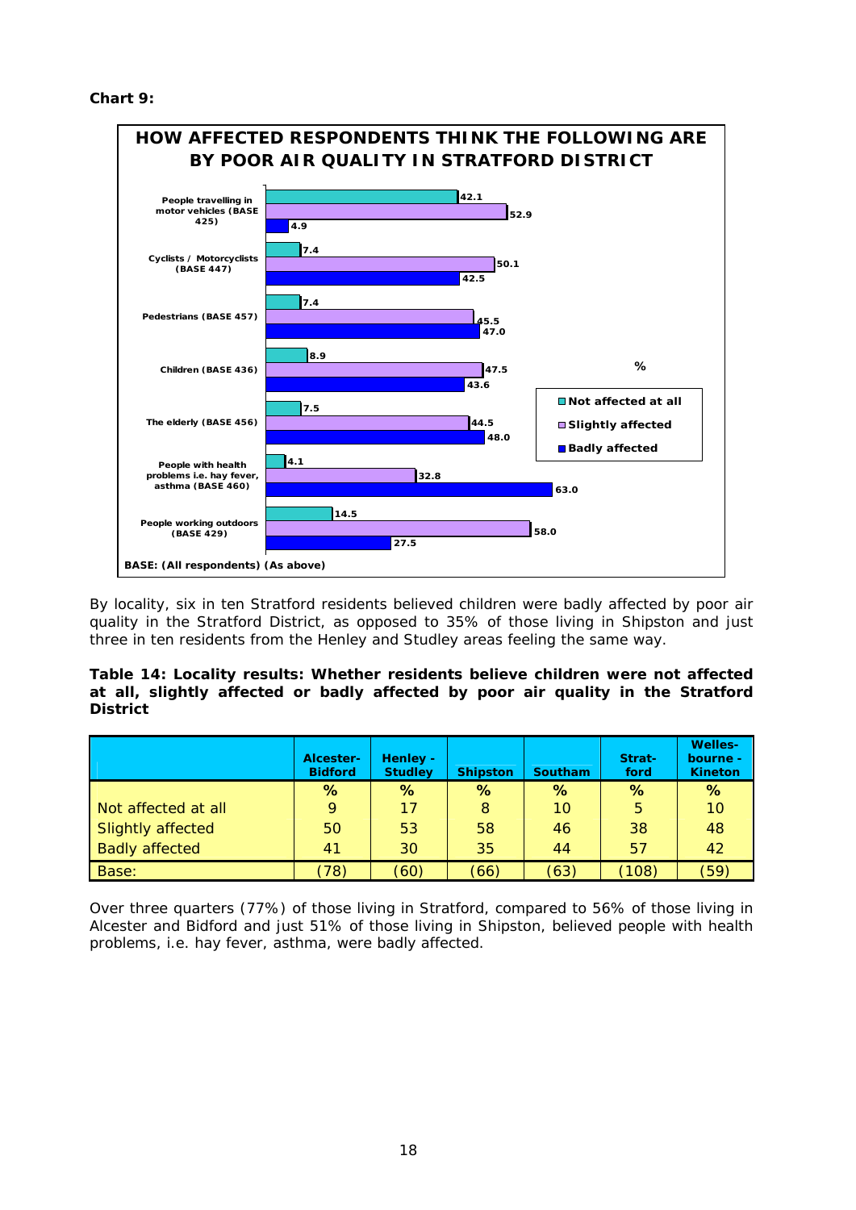**Chart 9:**

**HOW AFFECTED RESPONDENTS THINK THE FOLLOWING ARE BY POOR AIR QUALITY IN STRATFORD DISTRICT**

| % | Not affected at all | Slightly affected | Badly affected |
|---|---|---|---|
| People travelling in motor vehicles (BASE 425) | 42.1 | 52.9 | 4.9 |
| Cyclists / Motorcyclists (BASE 447) | 7.4 | 50.1 | 42.5 |
| Pedestrians (BASE 457) | 7.4 | 45.5 | 47.0 |
| Children (BASE 436) | 8.9 | 47.5 | 43.6 |
| The elderly (BASE 456) | 7.5 | 44.5 | 48.0 |
| People with health problems i.e. hay fever, asthma (BASE 460) | 4.1 | 32.8 | 63.0 |
| People working outdoors (BASE 429) | 14.5 | 58.0 | 27.5 |

BASE: (All respondents) (As above)

By locality, six in ten Stratford residents believed children were badly affected by poor air quality in the Stratford District, as opposed to 35% of those living in Shipston and just three in ten residents from the Henley and Studley areas feeling the same way.

**Table 14: Locality results: Whether residents believe children were not affected at all, slightly affected or badly affected by poor air quality in the Stratford District**

| | Alcester-Bidford | Henley - Studley | Shipston | Southam | Strat-ford | Welles-bourne - Kineton |
|---|---|---|---|---|---|---|
| | % | % | % | % | % | % |
| Not affected at all | 9 | 17 | 8 | 10 | 5 | 10 |
| Slightly affected | 50 | 53 | 58 | 46 | 38 | 48 |
| Badly affected | 41 | 30 | 35 | 44 | 57 | 42 |
| Base: | (78) | (60) | (66) | (63) | (108) | (59) |

Over three quarters (77%) of those living in Stratford, compared to 56% of those living in Alcester and Bidford and just 51% of those living in Shipston, believed people with health problems, i.e. hay fever, asthma, were badly affected.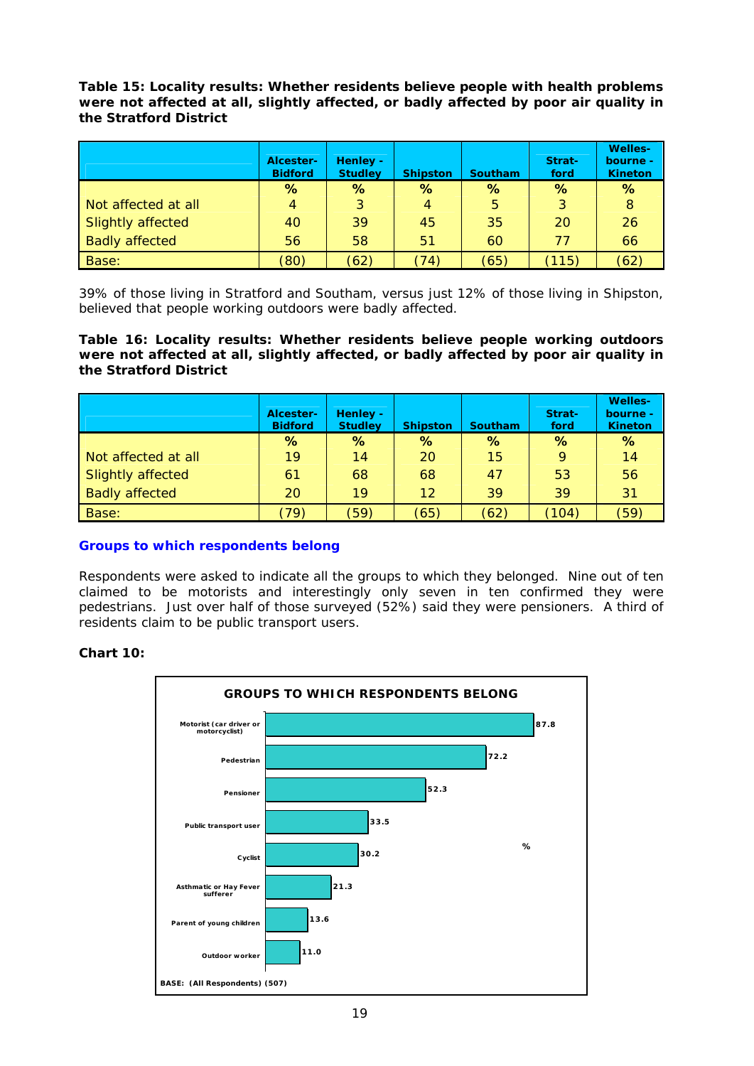**Table 15: Locality results: Whether residents believe people with health problems were not affected at all, slightly affected, or badly affected by poor air quality in the Stratford District**

| | Alcester-Bidford | Henley - Studley | Shipston | Southam | Strat-ford | Welles-bourne - Kineton |
|---|---|---|---|---|---|---|
| | % | % | % | % | % | % |
| Not affected at all | 4 | 3 | 4 | 5 | 3 | 8 |
| Slightly affected | 40 | 39 | 45 | 35 | 20 | 26 |
| Badly affected | 56 | 58 | 51 | 60 | 77 | 66 |
| Base: | (80) | (62) | (74) | (65) | (115) | (62) |

39% of those living in Stratford and Southam, versus just 12% of those living in Shipston, believed that people working outdoors were badly affected.

**Table 16: Locality results: Whether residents believe people working outdoors were not affected at all, slightly affected, or badly affected by poor air quality in the Stratford District**

| | Alcester-Bidford | Henley - Studley | Shipston | Southam | Strat-ford | Welles-bourne - Kineton |
|---|---|---|---|---|---|---|
| | % | % | % | % | % | % |
| Not affected at all | 19 | 14 | 20 | 15 | 9 | 14 |
| Slightly affected | 61 | 68 | 68 | 47 | 53 | 56 |
| Badly affected | 20 | 19 | 12 | 39 | 39 | 31 |
| Base: | (79) | (59) | (65) | (62) | (104) | (59) |

## Groups to which respondents belong

Respondents were asked to indicate all the groups to which they belonged. Nine out of ten claimed to be motorists and interestingly only seven in ten confirmed they were pedestrians. Just over half of those surveyed (52%) said they were pensioners. A third of residents claim to be public transport users.

**Chart 10:**

**GROUPS TO WHICH RESPONDENTS BELONG**

| Group | % |
|---|---|
| Motorist (car driver or motorcyclist) | 87.8 |
| Pedestrian | 72.2 |
| Pensioner | 52.3 |
| Public transport user | 33.5 |
| Cyclist | 30.2 |
| Asthmatic or Hay Fever sufferer | 21.3 |
| Parent of young children | 13.6 |
| Outdoor worker | 11.0 |

BASE: (All Respondents) (507)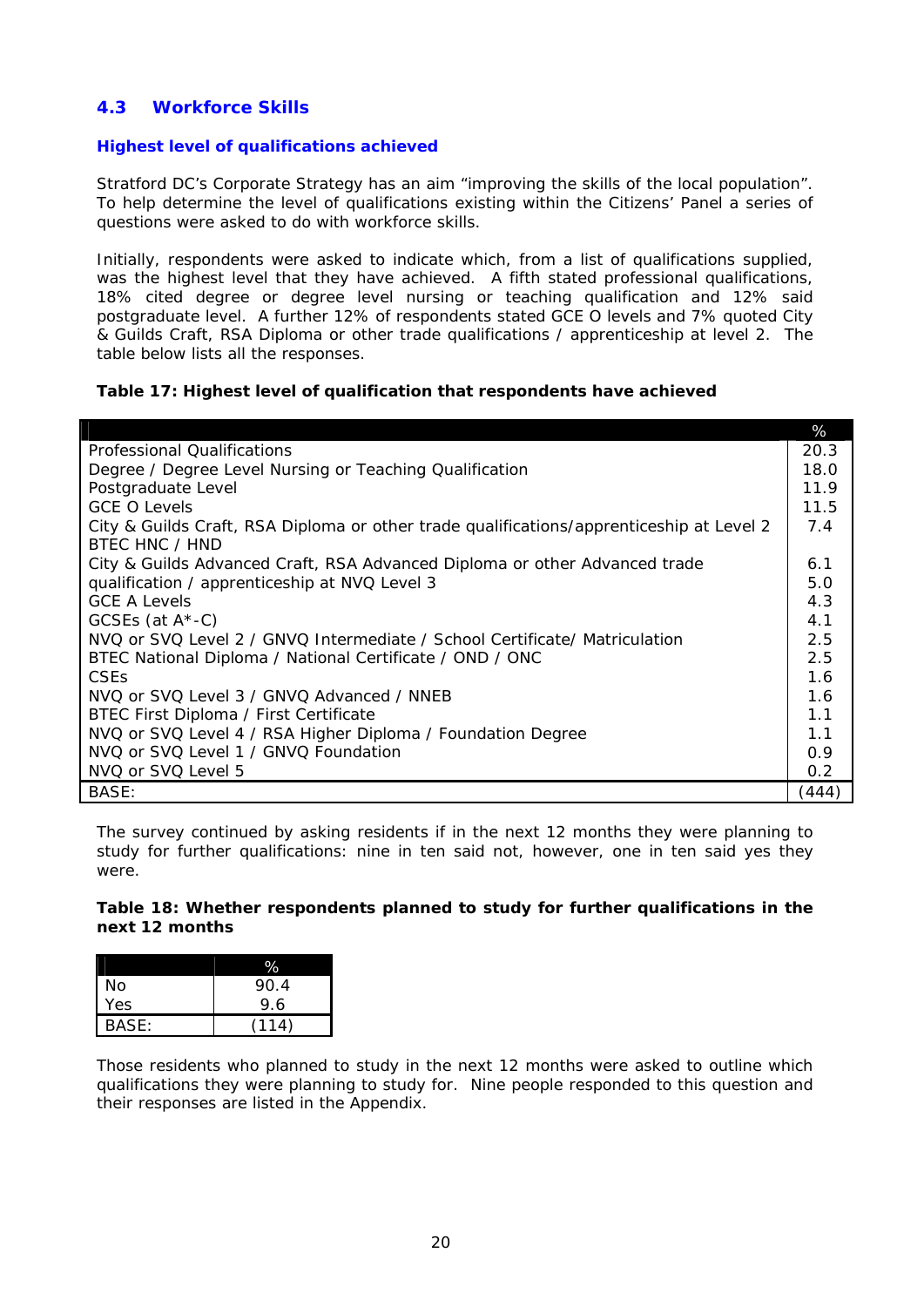## 4.3 Workforce Skills

### Highest level of qualifications achieved

Stratford DC's Corporate Strategy has an aim "improving the skills of the local population". To help determine the level of qualifications existing within the Citizens' Panel a series of questions were asked to do with workforce skills.

Initially, respondents were asked to indicate which, from a list of qualifications supplied, was the highest level that they have achieved. A fifth stated professional qualifications, 18% cited degree or degree level nursing or teaching qualification and 12% said postgraduate level. A further 12% of respondents stated GCE O levels and 7% quoted City & Guilds Craft, RSA Diploma or other trade qualifications / apprenticeship at level 2. The table below lists all the responses.

**Table 17: Highest level of qualification that respondents have achieved**

| | % |
|---|---|
| Professional Qualifications | 20.3 |
| Degree / Degree Level Nursing or Teaching Qualification | 18.0 |
| Postgraduate Level | 11.9 |
| GCE O Levels | 11.5 |
| City & Guilds Craft, RSA Diploma or other trade qualifications/apprenticeship at Level 2 | 7.4 |
| BTEC HNC / HND | |
| City & Guilds Advanced Craft, RSA Advanced Diploma or other Advanced trade | 6.1 |
| qualification / apprenticeship at NVQ Level 3 | 5.0 |
| GCE A Levels | 4.3 |
| GCSEs (at A*-C) | 4.1 |
| NVQ or SVQ Level 2 / GNVQ Intermediate / School Certificate/ Matriculation | 2.5 |
| BTEC National Diploma / National Certificate / OND / ONC | 2.5 |
| CSEs | 1.6 |
| NVQ or SVQ Level 3 / GNVQ Advanced / NNEB | 1.6 |
| BTEC First Diploma / First Certificate | 1.1 |
| NVQ or SVQ Level 4 / RSA Higher Diploma / Foundation Degree | 1.1 |
| NVQ or SVQ Level 1 / GNVQ Foundation | 0.9 |
| NVQ or SVQ Level 5 | 0.2 |
| BASE: | (444) |

The survey continued by asking residents if in the next 12 months they were planning to study for further qualifications: nine in ten said not, however, one in ten said yes they were.

**Table 18: Whether respondents planned to study for further qualifications in the next 12 months**

| | % |
|---|---|
| No | 90.4 |
| Yes | 9.6 |
| BASE: | (114) |

Those residents who planned to study in the next 12 months were asked to outline which qualifications they were planning to study for. Nine people responded to this question and their responses are listed in the Appendix.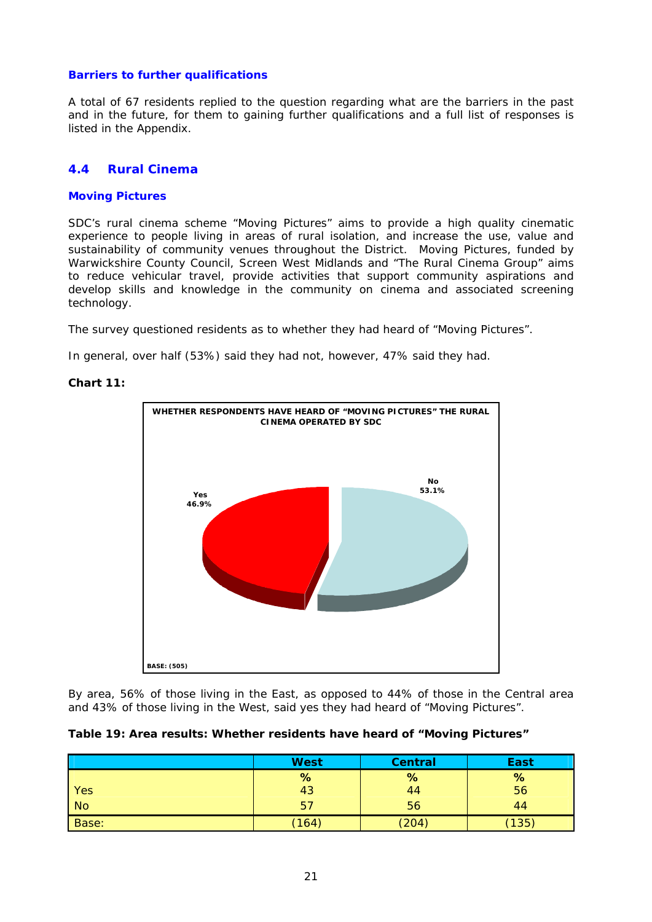### Barriers to further qualifications

A total of 67 residents replied to the question regarding what are the barriers in the past and in the future, for them to gaining further qualifications and a full list of responses is listed in the Appendix.

## 4.4 Rural Cinema

### Moving Pictures

SDC's rural cinema scheme "Moving Pictures" aims to provide a high quality cinematic experience to people living in areas of rural isolation, and increase the use, value and sustainability of community venues throughout the District. Moving Pictures, funded by Warwickshire County Council, Screen West Midlands and "The Rural Cinema Group" aims to reduce vehicular travel, provide activities that support community aspirations and develop skills and knowledge in the community on cinema and associated screening technology.

The survey questioned residents as to whether they had heard of "Moving Pictures".

In general, over half (53%) said they had not, however, 47% said they had.

**Chart 11:**

WHETHER RESPONDENTS HAVE HEARD OF "MOVING PICTURES" THE RURAL CINEMA OPERATED BY SDC

Yes 46.9%

No 53.1%

BASE: (505)

By area, 56% of those living in the East, as opposed to 44% of those in the Central area and 43% of those living in the West, said yes they had heard of "Moving Pictures".

**Table 19: Area results: Whether residents have heard of "Moving Pictures"**

| | West | Central | East |
|---|---|---|---|
| | % | % | % |
| Yes | 43 | 44 | 56 |
| No | 57 | 56 | 44 |
| Base: | (164) | (204) | (135) |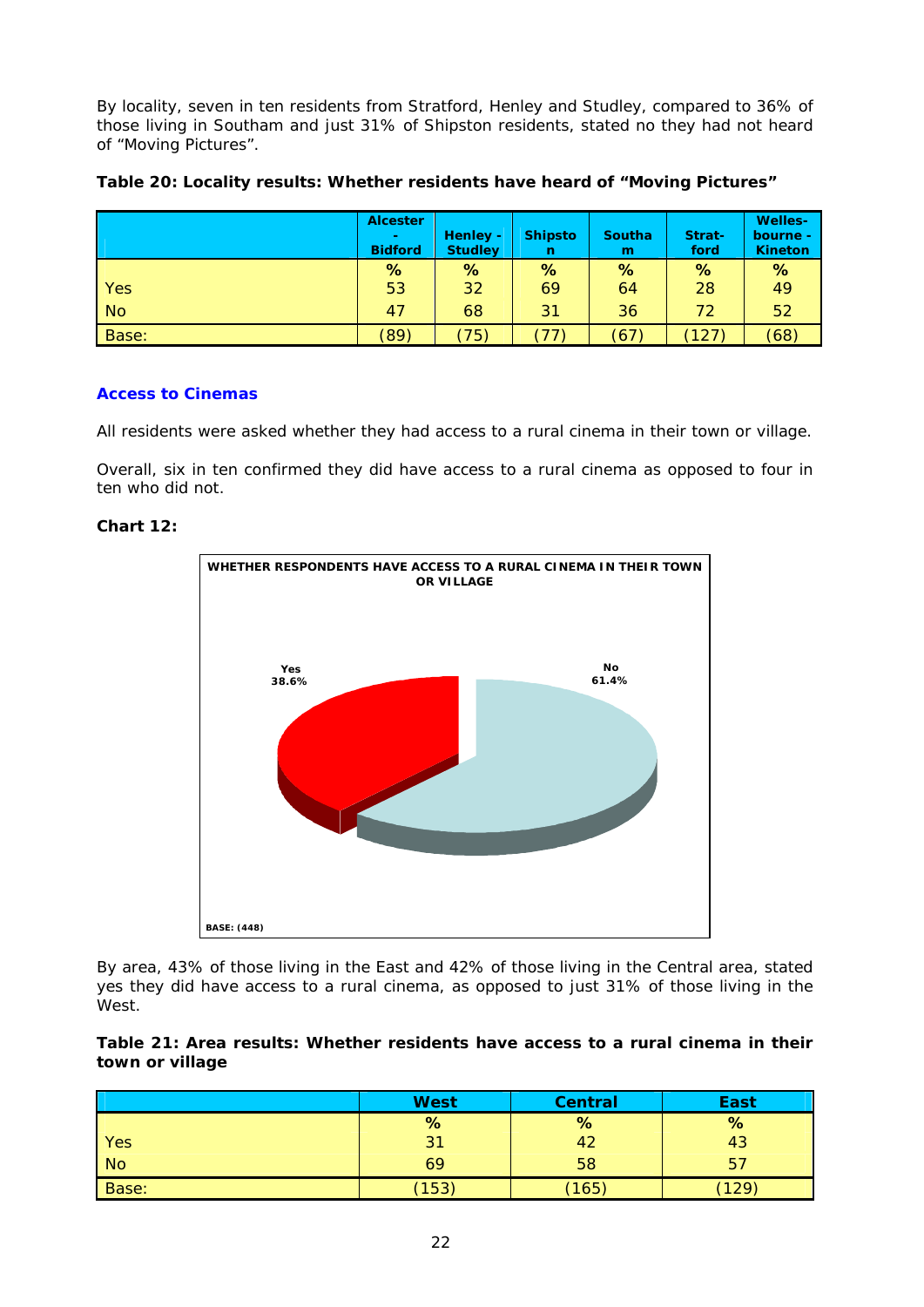By locality, seven in ten residents from Stratford, Henley and Studley, compared to 36% of those living in Southam and just 31% of Shipston residents, stated no they had not heard of "Moving Pictures".

**Table 20: Locality results: Whether residents have heard of "Moving Pictures"**

| | Alcester - Bidford | Henley - Studley | Shipston | Southam | Strat-ford | Welles-bourne - Kineton |
|---|---|---|---|---|---|---|
| | % | % | % | % | % | % |
| Yes | 53 | 32 | 69 | 64 | 28 | 49 |
| No | 47 | 68 | 31 | 36 | 72 | 52 |
| Base: | (89) | (75) | (77) | (67) | (127) | (68) |

### Access to Cinemas

All residents were asked whether they had access to a rural cinema in their town or village.

Overall, six in ten confirmed they did have access to a rural cinema as opposed to four in ten who did not.

**Chart 12:**

WHETHER RESPONDENTS HAVE ACCESS TO A RURAL CINEMA IN THEIR TOWN OR VILLAGE

Yes 38.6%

No 61.4%

BASE: (448)

By area, 43% of those living in the East and 42% of those living in the Central area, stated yes they did have access to a rural cinema, as opposed to just 31% of those living in the West.

**Table 21: Area results: Whether residents have access to a rural cinema in their town or village**

| | West | Central | East |
|---|---|---|---|
| | % | % | % |
| Yes | 31 | 42 | 43 |
| No | 69 | 58 | 57 |
| Base: | (153) | (165) | (129) |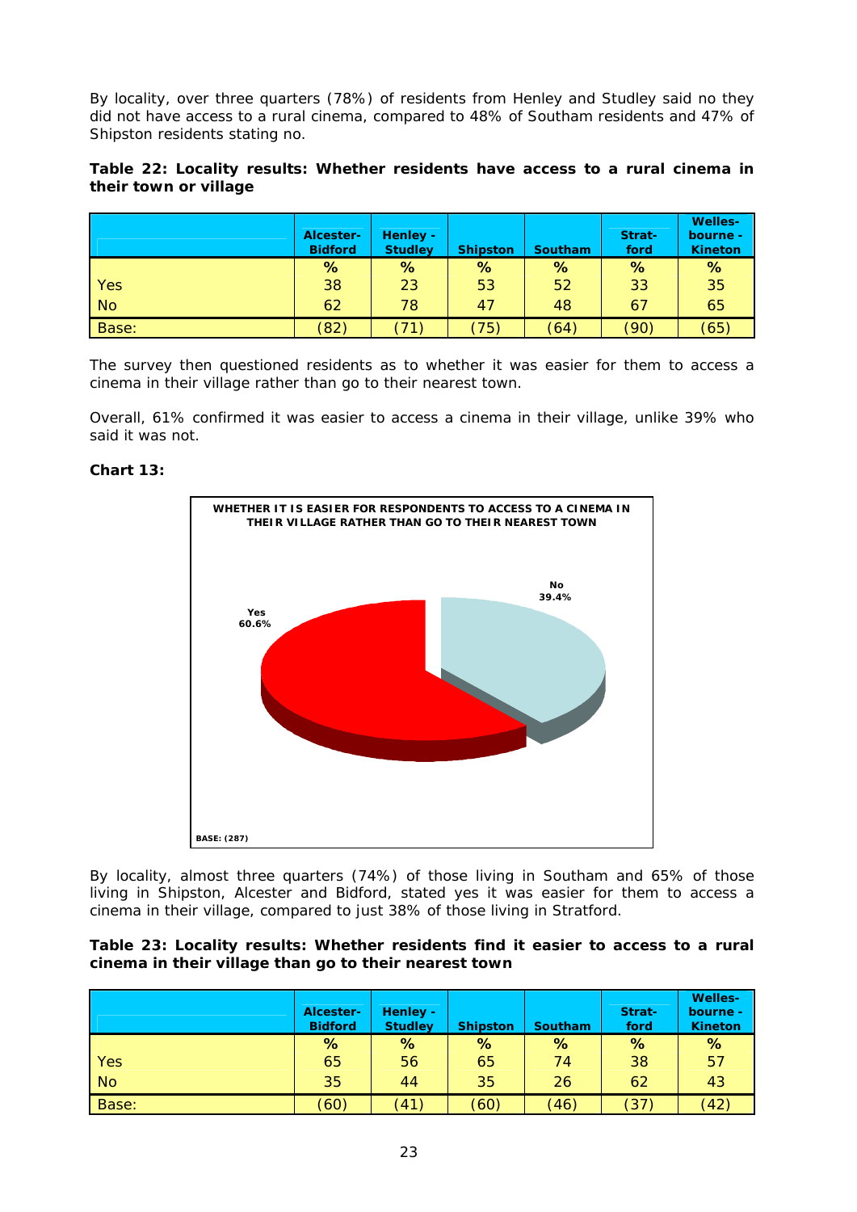By locality, over three quarters (78%) of residents from Henley and Studley said no they did not have access to a rural cinema, compared to 48% of Southam residents and 47% of Shipston residents stating no.

**Table 22: Locality results: Whether residents have access to a rural cinema in their town or village**

| | Alcester-Bidford | Henley - Studley | Shipston | Southam | Strat-ford | Welles-bourne - Kineton |
|---|---|---|---|---|---|---|
| | % | % | % | % | % | % |
| Yes | 38 | 23 | 53 | 52 | 33 | 35 |
| No | 62 | 78 | 47 | 48 | 67 | 65 |
| Base: | (82) | (71) | (75) | (64) | (90) | (65) |

The survey then questioned residents as to whether it was easier for them to access a cinema in their village rather than go to their nearest town.

Overall, 61% confirmed it was easier to access a cinema in their village, unlike 39% who said it was not.

**Chart 13:**

WHETHER IT IS EASIER FOR RESPONDENTS TO ACCESS TO A CINEMA IN THEIR VILLAGE RATHER THAN GO TO THEIR NEAREST TOWN

Yes 60.6%

No 39.4%

BASE: (287)

By locality, almost three quarters (74%) of those living in Southam and 65% of those living in Shipston, Alcester and Bidford, stated yes it was easier for them to access a cinema in their village, compared to just 38% of those living in Stratford.

**Table 23: Locality results: Whether residents find it easier to access to a rural cinema in their village than go to their nearest town**

| | Alcester-Bidford | Henley - Studley | Shipston | Southam | Strat-ford | Welles-bourne - Kineton |
|---|---|---|---|---|---|---|
| | % | % | % | % | % | % |
| Yes | 65 | 56 | 65 | 74 | 38 | 57 |
| No | 35 | 44 | 35 | 26 | 62 | 43 |
| Base: | (60) | (41) | (60) | (46) | (37) | (42) |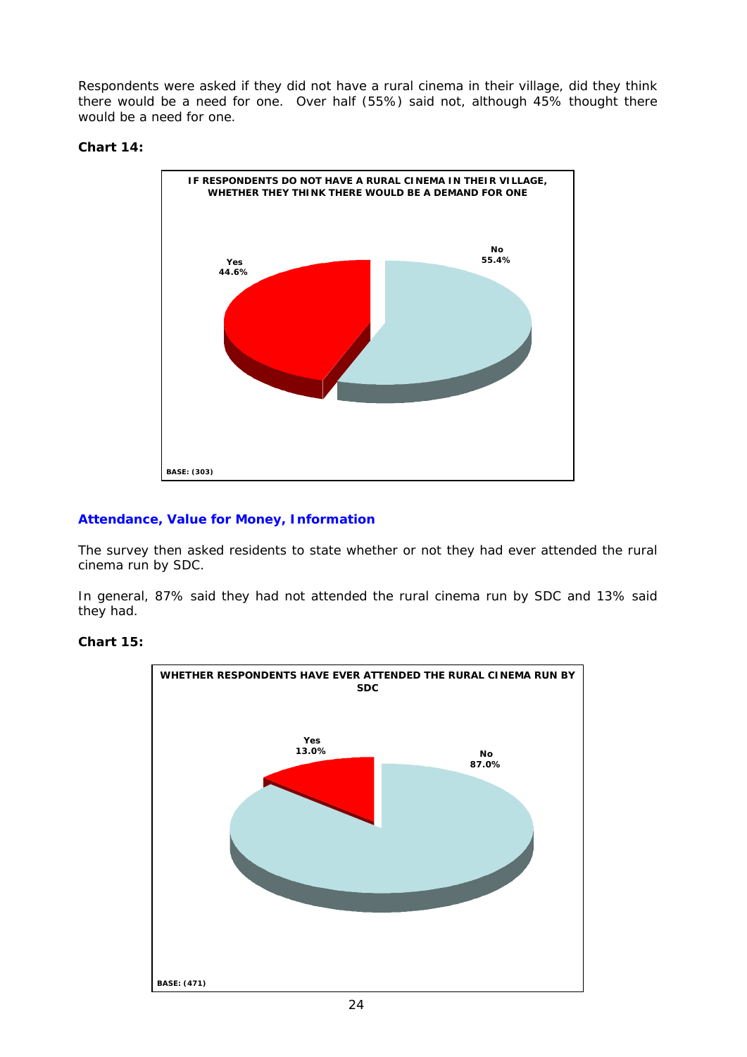Respondents were asked if they did not have a rural cinema in their village, did they think there would be a need for one. Over half (55%) said not, although 45% thought there would be a need for one.

**Chart 14:**

**IF RESPONDENTS DO NOT HAVE A RURAL CINEMA IN THEIR VILLAGE, WHETHER THEY THINK THERE WOULD BE A DEMAND FOR ONE**

| Response | % |
|---|---|
| Yes | 44.6% |
| No | 55.4% |

BASE: (303)

## Attendance, Value for Money, Information

The survey then asked residents to state whether or not they had ever attended the rural cinema run by SDC.

In general, 87% said they had not attended the rural cinema run by SDC and 13% said they had.

**Chart 15:**

**WHETHER RESPONDENTS HAVE EVER ATTENDED THE RURAL CINEMA RUN BY SDC**

| Response | % |
|---|---|
| Yes | 13.0% |
| No | 87.0% |

BASE: (471)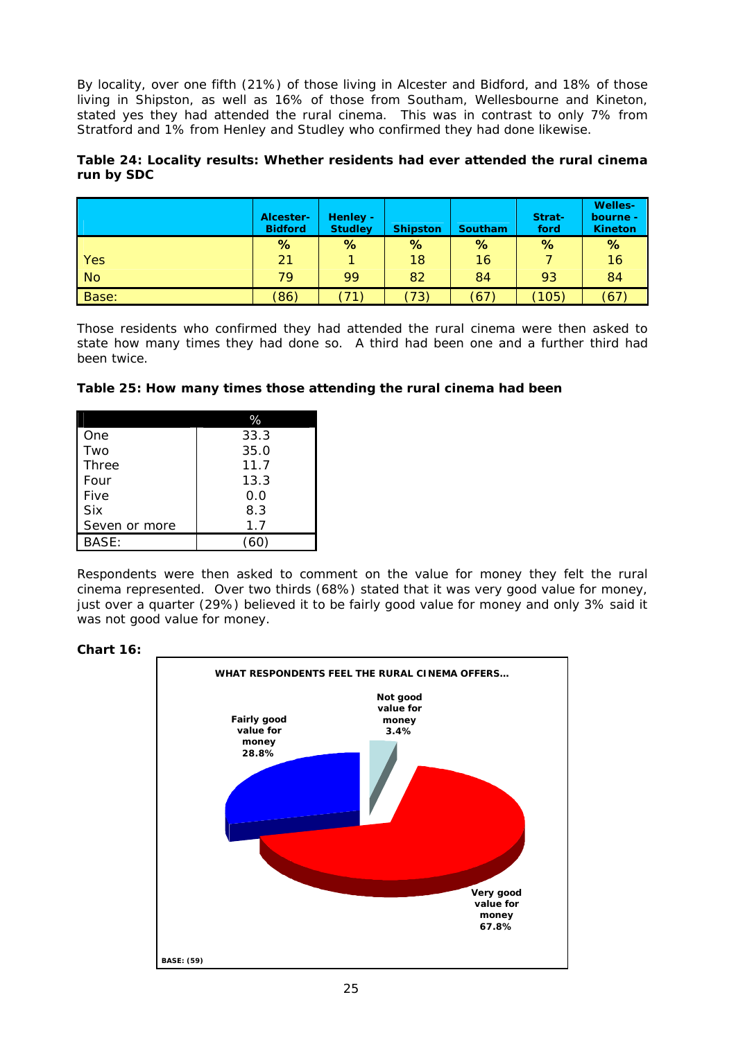By locality, over one fifth (21%) of those living in Alcester and Bidford, and 18% of those living in Shipston, as well as 16% of those from Southam, Wellesbourne and Kineton, stated yes they had attended the rural cinema. This was in contrast to only 7% from Stratford and 1% from Henley and Studley who confirmed they had done likewise.

**Table 24: Locality results: Whether residents had ever attended the rural cinema run by SDC**

| | Alcester-Bidford | Henley - Studley | Shipston | Southam | Strat-ford | Welles-bourne - Kineton |
|---|---|---|---|---|---|---|
| | % | % | % | % | % | % |
| Yes | 21 | 1 | 18 | 16 | 7 | 16 |
| No | 79 | 99 | 82 | 84 | 93 | 84 |
| Base: | (86) | (71) | (73) | (67) | (105) | (67) |

Those residents who confirmed they had attended the rural cinema were then asked to state how many times they had done so. A third had been one and a further third had been twice.

**Table 25: How many times those attending the rural cinema had been**

| | % |
|---|---|
| One | 33.3 |
| Two | 35.0 |
| Three | 11.7 |
| Four | 13.3 |
| Five | 0.0 |
| Six | 8.3 |
| Seven or more | 1.7 |
| BASE: | (60) |

Respondents were then asked to comment on the value for money they felt the rural cinema represented. Over two thirds (68%) stated that it was very good value for money, just over a quarter (29%) believed it to be fairly good value for money and only 3% said it was not good value for money.

**Chart 16:**

WHAT RESPONDENTS FEEL THE RURAL CINEMA OFFERS…

| | % |
|---|---|
| Very good value for money | 67.8 |
| Fairly good value for money | 28.8 |
| Not good value for money | 3.4 |

BASE: (59)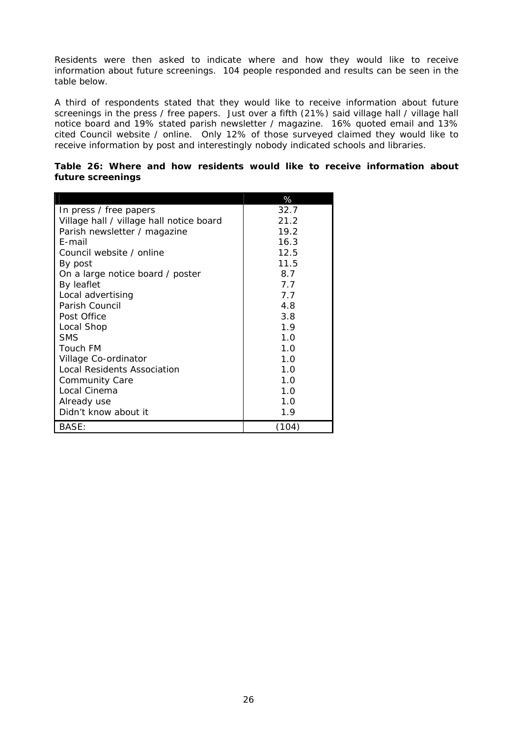Residents were then asked to indicate where and how they would like to receive information about future screenings. 104 people responded and results can be seen in the table below.

A third of respondents stated that they would like to receive information about future screenings in the press / free papers. Just over a fifth (21%) said village hall / village hall notice board and 19% stated parish newsletter / magazine. 16% quoted email and 13% cited Council website / online. Only 12% of those surveyed claimed they would like to receive information by post and interestingly nobody indicated schools and libraries.

**Table 26: Where and how residents would like to receive information about future screenings**

| | % |
|---|---|
| In press / free papers | 32.7 |
| Village hall / village hall notice board | 21.2 |
| Parish newsletter / magazine | 19.2 |
| E-mail | 16.3 |
| Council website / online | 12.5 |
| By post | 11.5 |
| On a large notice board / poster | 8.7 |
| By leaflet | 7.7 |
| Local advertising | 7.7 |
| Parish Council | 4.8 |
| Post Office | 3.8 |
| Local Shop | 1.9 |
| SMS | 1.0 |
| Touch FM | 1.0 |
| Village Co-ordinator | 1.0 |
| Local Residents Association | 1.0 |
| Community Care | 1.0 |
| Local Cinema | 1.0 |
| Already use | 1.0 |
| Didn't know about it | 1.9 |
| BASE: | (104) |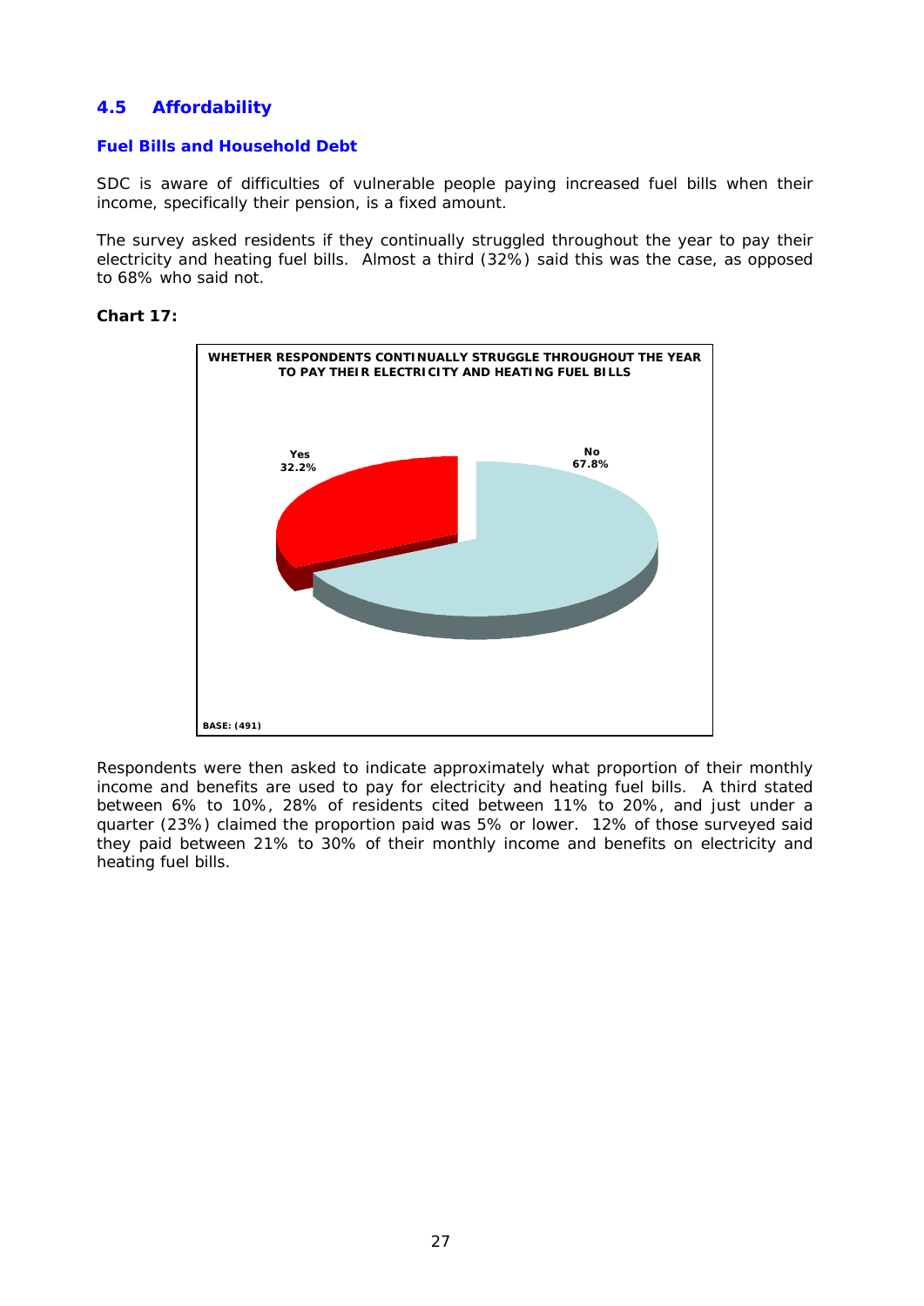## 4.5 Affordability

### Fuel Bills and Household Debt

SDC is aware of difficulties of vulnerable people paying increased fuel bills when their income, specifically their pension, is a fixed amount.

The survey asked residents if they continually struggled throughout the year to pay their electricity and heating fuel bills. Almost a third (32%) said this was the case, as opposed to 68% who said not.

**Chart 17:**

**WHETHER RESPONDENTS CONTINUALLY STRUGGLE THROUGHOUT THE YEAR TO PAY THEIR ELECTRICITY AND HEATING FUEL BILLS**

Yes 32.2%

No 67.8%

BASE: (491)

Respondents were then asked to indicate approximately what proportion of their monthly income and benefits are used to pay for electricity and heating fuel bills. A third stated between 6% to 10%, 28% of residents cited between 11% to 20%, and just under a quarter (23%) claimed the proportion paid was 5% or lower. 12% of those surveyed said they paid between 21% to 30% of their monthly income and benefits on electricity and heating fuel bills.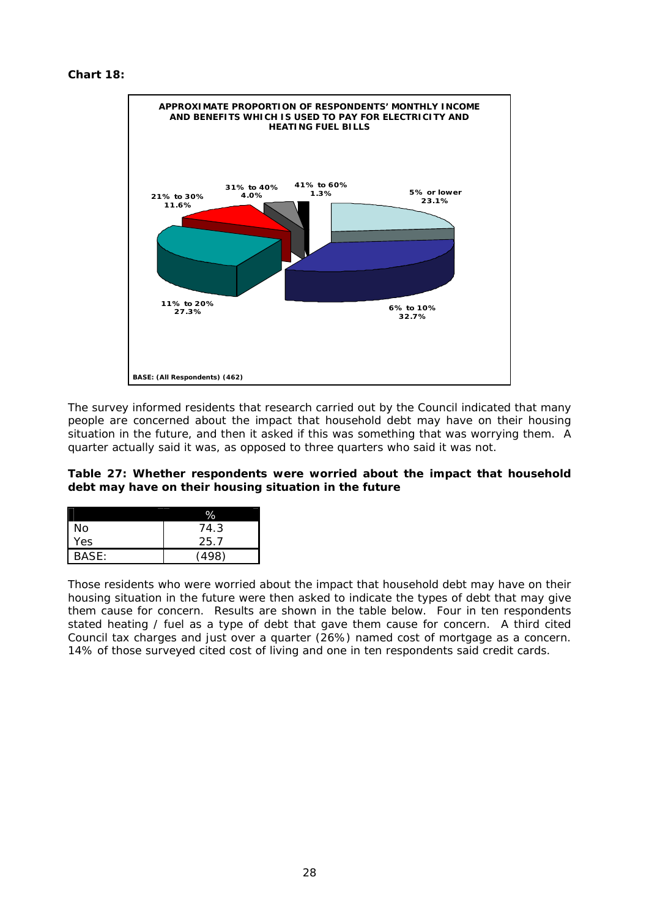**Chart 18:**

**APPROXIMATE PROPORTION OF RESPONDENTS' MONTHLY INCOME AND BENEFITS WHICH IS USED TO PAY FOR ELECTRICITY AND HEATING FUEL BILLS**

| | % |
|---|---|
| 5% or lower | 23.1% |
| 6% to 10% | 32.7% |
| 11% to 20% | 27.3% |
| 21% to 30% | 11.6% |
| 31% to 40% | 4.0% |
| 41% to 60% | 1.3% |

BASE: (All Respondents) (462)

The survey informed residents that research carried out by the Council indicated that many people are concerned about the impact that household debt may have on their housing situation in the future, and then it asked if this was something that was worrying them. A quarter actually said it was, as opposed to three quarters who said it was not.

**Table 27: Whether respondents were worried about the impact that household debt may have on their housing situation in the future**

| | % |
|---|---|
| No | 74.3 |
| Yes | 25.7 |
| BASE: | (498) |

Those residents who were worried about the impact that household debt may have on their housing situation in the future were then asked to indicate the types of debt that may give them cause for concern. Results are shown in the table below. Four in ten respondents stated heating / fuel as a type of debt that gave them cause for concern. A third cited Council tax charges and just over a quarter (26%) named cost of mortgage as a concern. 14% of those surveyed cited cost of living and one in ten respondents said credit cards.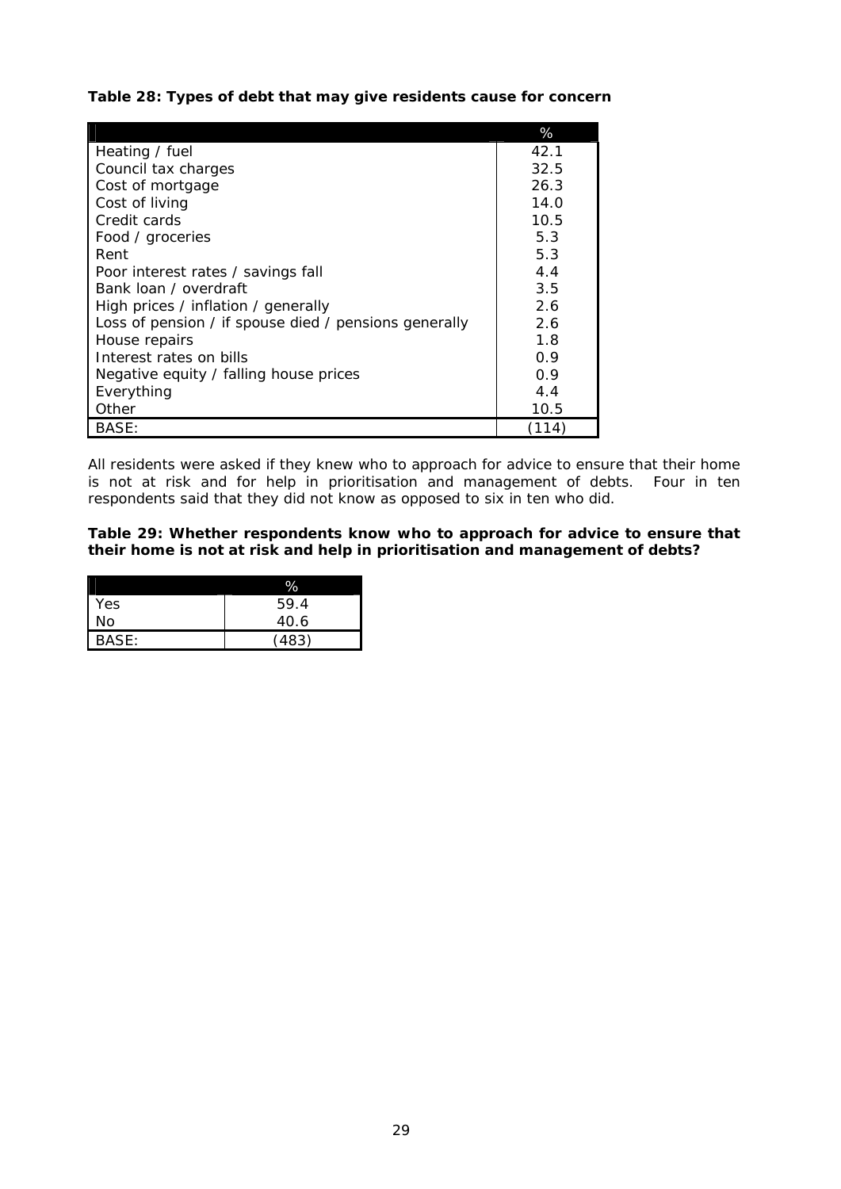**Table 28: Types of debt that may give residents cause for concern**

| | % |
|---|---|
| Heating / fuel | 42.1 |
| Council tax charges | 32.5 |
| Cost of mortgage | 26.3 |
| Cost of living | 14.0 |
| Credit cards | 10.5 |
| Food / groceries | 5.3 |
| Rent | 5.3 |
| Poor interest rates / savings fall | 4.4 |
| Bank loan / overdraft | 3.5 |
| High prices / inflation / generally | 2.6 |
| Loss of pension / if spouse died / pensions generally | 2.6 |
| House repairs | 1.8 |
| Interest rates on bills | 0.9 |
| Negative equity / falling house prices | 0.9 |
| Everything | 4.4 |
| Other | 10.5 |
| BASE: | (114) |

All residents were asked if they knew who to approach for advice to ensure that their home is not at risk and for help in prioritisation and management of debts. Four in ten respondents said that they did not know as opposed to six in ten who did.

**Table 29: Whether respondents know who to approach for advice to ensure that their home is not at risk and help in prioritisation and management of debts?**

| | % |
|---|---|
| Yes | 59.4 |
| No | 40.6 |
| BASE: | (483) |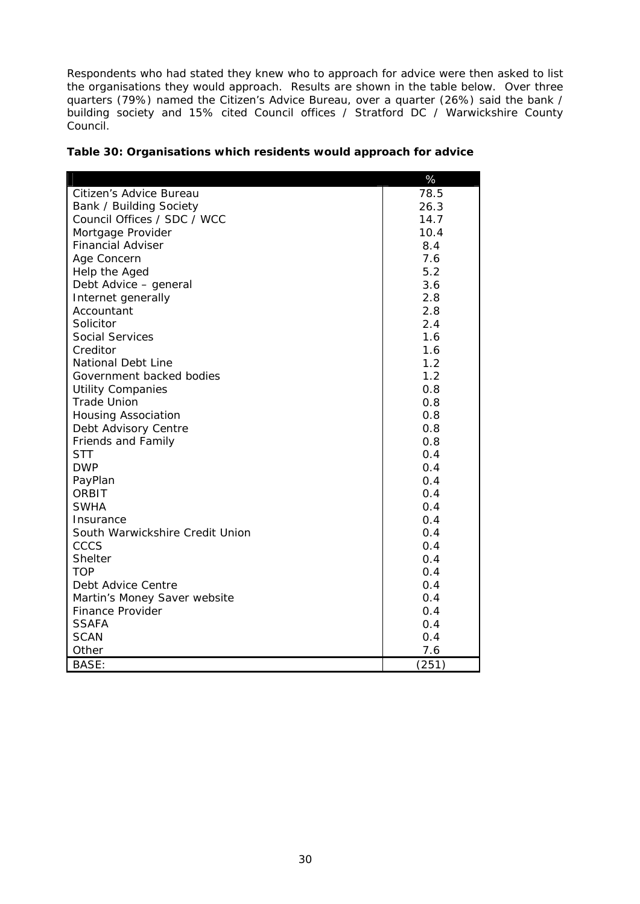Respondents who had stated they knew who to approach for advice were then asked to list the organisations they would approach. Results are shown in the table below. Over three quarters (79%) named the Citizen's Advice Bureau, over a quarter (26%) said the bank / building society and 15% cited Council offices / Stratford DC / Warwickshire County Council.

**Table 30: Organisations which residents would approach for advice**

| | % |
|---|---|
| Citizen's Advice Bureau | 78.5 |
| Bank / Building Society | 26.3 |
| Council Offices / SDC / WCC | 14.7 |
| Mortgage Provider | 10.4 |
| Financial Adviser | 8.4 |
| Age Concern | 7.6 |
| Help the Aged | 5.2 |
| Debt Advice – general | 3.6 |
| Internet generally | 2.8 |
| Accountant | 2.8 |
| Solicitor | 2.4 |
| Social Services | 1.6 |
| Creditor | 1.6 |
| National Debt Line | 1.2 |
| Government backed bodies | 1.2 |
| Utility Companies | 0.8 |
| Trade Union | 0.8 |
| Housing Association | 0.8 |
| Debt Advisory Centre | 0.8 |
| Friends and Family | 0.8 |
| STT | 0.4 |
| DWP | 0.4 |
| PayPlan | 0.4 |
| ORBIT | 0.4 |
| SWHA | 0.4 |
| Insurance | 0.4 |
| South Warwickshire Credit Union | 0.4 |
| CCCS | 0.4 |
| Shelter | 0.4 |
| TOP | 0.4 |
| Debt Advice Centre | 0.4 |
| Martin's Money Saver website | 0.4 |
| Finance Provider | 0.4 |
| SSAFA | 0.4 |
| SCAN | 0.4 |
| Other | 7.6 |
| BASE: | (251) |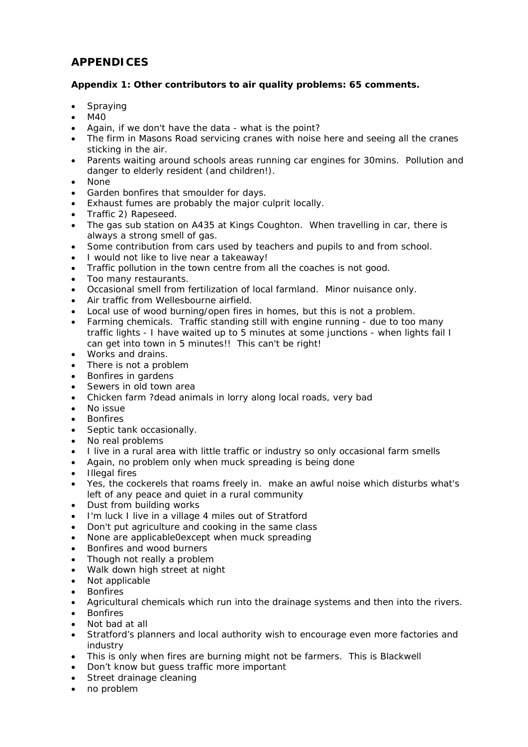## APPENDICES

### Appendix 1: Other contributors to air quality problems: 65 comments.

- Spraying
- M40
- Again, if we don't have the data - what is the point?
- The firm in Masons Road servicing cranes with noise here and seeing all the cranes sticking in the air.
- Parents waiting around schools areas running car engines for 30mins. Pollution and danger to elderly resident (and children!).
- None
- Garden bonfires that smoulder for days.
- Exhaust fumes are probably the major culprit locally.
- Traffic 2) Rapeseed.
- The gas sub station on A435 at Kings Coughton. When travelling in car, there is always a strong smell of gas.
- Some contribution from cars used by teachers and pupils to and from school.
- I would not like to live near a takeaway!
- Traffic pollution in the town centre from all the coaches is not good.
- Too many restaurants.
- Occasional smell from fertilization of local farmland. Minor nuisance only.
- Air traffic from Wellesbourne airfield.
- Local use of wood burning/open fires in homes, but this is not a problem.
- Farming chemicals. Traffic standing still with engine running - due to too many traffic lights - I have waited up to 5 minutes at some junctions - when lights fail I can get into town in 5 minutes!! This can't be right!
- Works and drains.
- There is not a problem
- Bonfires in gardens
- Sewers in old town area
- Chicken farm ?dead animals in lorry along local roads, very bad
- No issue
- Bonfires
- Septic tank occasionally.
- No real problems
- I live in a rural area with little traffic or industry so only occasional farm smells
- Again, no problem only when muck spreading is being done
- Illegal fires
- Yes, the cockerels that roams freely in. make an awful noise which disturbs what's left of any peace and quiet in a rural community
- Dust from building works
- I'm luck I live in a village 4 miles out of Stratford
- Don't put agriculture and cooking in the same class
- None are applicable0except when muck spreading
- Bonfires and wood burners
- Though not really a problem
- Walk down high street at night
- Not applicable
- Bonfires
- Agricultural chemicals which run into the drainage systems and then into the rivers.
- Bonfires
- Not bad at all
- Stratford's planners and local authority wish to encourage even more factories and industry
- This is only when fires are burning might not be farmers. This is Blackwell
- Don't know but guess traffic more important
- Street drainage cleaning
- no problem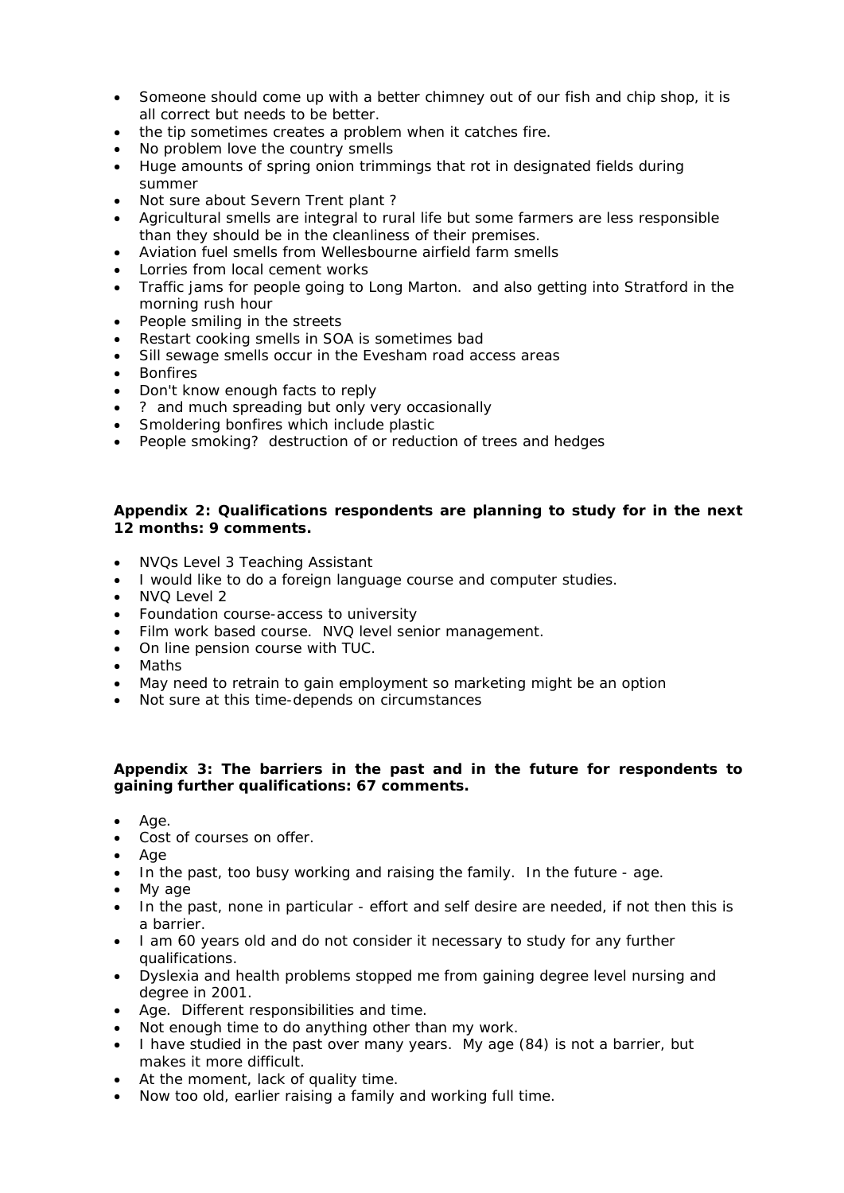- Someone should come up with a better chimney out of our fish and chip shop, it is all correct but needs to be better.
- the tip sometimes creates a problem when it catches fire.
- No problem love the country smells
- Huge amounts of spring onion trimmings that rot in designated fields during summer
- Not sure about Severn Trent plant ?
- Agricultural smells are integral to rural life but some farmers are less responsible than they should be in the cleanliness of their premises.
- Aviation fuel smells from Wellesbourne airfield farm smells
- Lorries from local cement works
- Traffic jams for people going to Long Marton. and also getting into Stratford in the morning rush hour
- People smiling in the streets
- Restart cooking smells in SOA is sometimes bad
- Sill sewage smells occur in the Evesham road access areas
- Bonfires
- Don't know enough facts to reply
- ? and much spreading but only very occasionally
- Smoldering bonfires which include plastic
- People smoking? destruction of or reduction of trees and hedges

**Appendix 2: Qualifications respondents are planning to study for in the next 12 months: 9 comments.**

- NVQs Level 3 Teaching Assistant
- I would like to do a foreign language course and computer studies.
- NVQ Level 2
- Foundation course-access to university
- Film work based course. NVQ level senior management.
- On line pension course with TUC.
- Maths
- May need to retrain to gain employment so marketing might be an option
- Not sure at this time-depends on circumstances

**Appendix 3: The barriers in the past and in the future for respondents to gaining further qualifications: 67 comments.**

- Age.
- Cost of courses on offer.
- Age
- In the past, too busy working and raising the family. In the future - age.
- My age
- In the past, none in particular - effort and self desire are needed, if not then this is a barrier.
- I am 60 years old and do not consider it necessary to study for any further qualifications.
- Dyslexia and health problems stopped me from gaining degree level nursing and degree in 2001.
- Age. Different responsibilities and time.
- Not enough time to do anything other than my work.
- I have studied in the past over many years. My age (84) is not a barrier, but makes it more difficult.
- At the moment, lack of quality time.
- Now too old, earlier raising a family and working full time.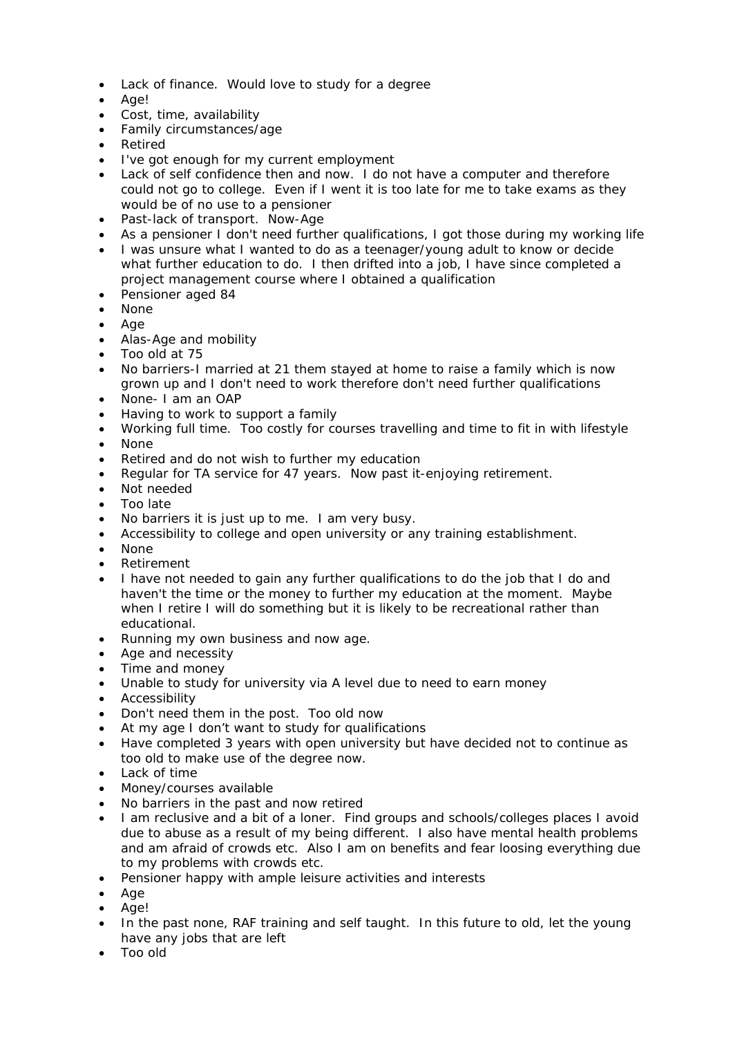- Lack of finance.  Would love to study for a degree
- Age!
- Cost, time, availability
- Family circumstances/age
- Retired
- I've got enough for my current employment
- Lack of self confidence then and now.  I do not have a computer and therefore could not go to college.  Even if I went it is too late for me to take exams as they would be of no use to a pensioner
- Past-lack of transport.  Now-Age
- As a pensioner I don't need further qualifications, I got those during my working life
- I was unsure what I wanted to do as a teenager/young adult to know or decide what further education to do.  I then drifted into a job, I have since completed a project management course where I obtained a qualification
- Pensioner aged 84
- None
- Age
- Alas-Age and mobility
- Too old at 75
- No barriers-I married at 21 them stayed at home to raise a family which is now grown up and I don't need to work therefore don't need further qualifications
- None- I am an OAP
- Having to work to support a family
- Working full time.  Too costly for courses travelling and time to fit in with lifestyle
- None
- Retired and do not wish to further my education
- Regular for TA service for 47 years.  Now past it-enjoying retirement.
- Not needed
- Too late
- No barriers it is just up to me.  I am very busy.
- Accessibility to college and open university or any training establishment.
- None
- Retirement
- I have not needed to gain any further qualifications to do the job that I do and haven't the time or the money to further my education at the moment.  Maybe when I retire I will do something but it is likely to be recreational rather than educational.
- Running my own business and now age.
- Age and necessity
- Time and money
- Unable to study for university via A level due to need to earn money
- Accessibility
- Don't need them in the post.  Too old now
- At my age I don't want to study for qualifications
- Have completed 3 years with open university but have decided not to continue as too old to make use of the degree now.
- Lack of time
- Money/courses available
- No barriers in the past and now retired
- I am reclusive and a bit of a loner.  Find groups and schools/colleges places I avoid due to abuse as a result of my being different.  I also have mental health problems and am afraid of crowds etc.  Also I am on benefits and fear loosing everything due to my problems with crowds etc.
- Pensioner happy with ample leisure activities and interests
- Age
- Age!
- In the past none, RAF training and self taught.  In this future to old, let the young have any jobs that are left
- Too old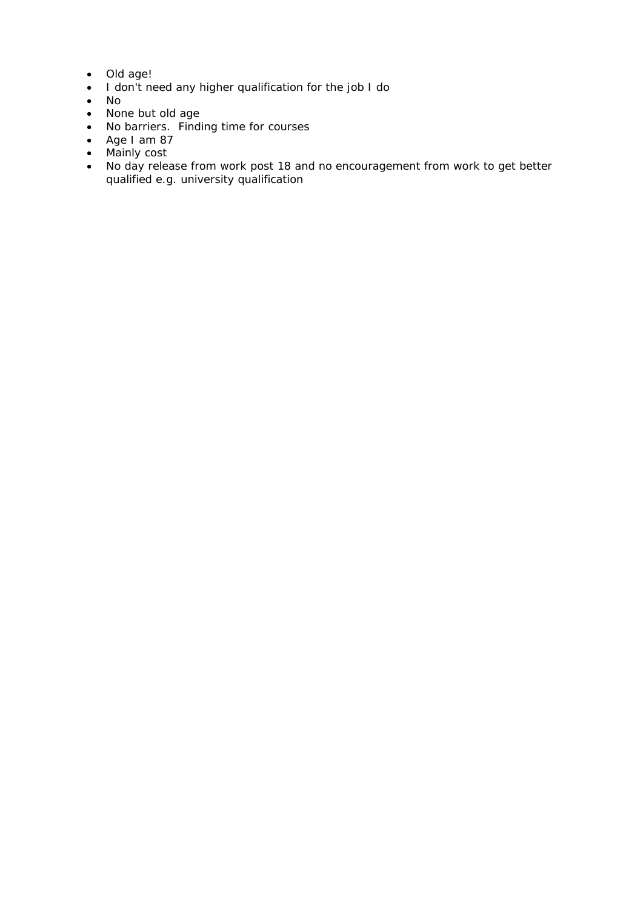- Old age!
- I don't need any higher qualification for the job I do
- No
- None but old age
- No barriers.  Finding time for courses
- Age I am 87
- Mainly cost
- No day release from work post 18 and no encouragement from work to get better qualified e.g. university qualification